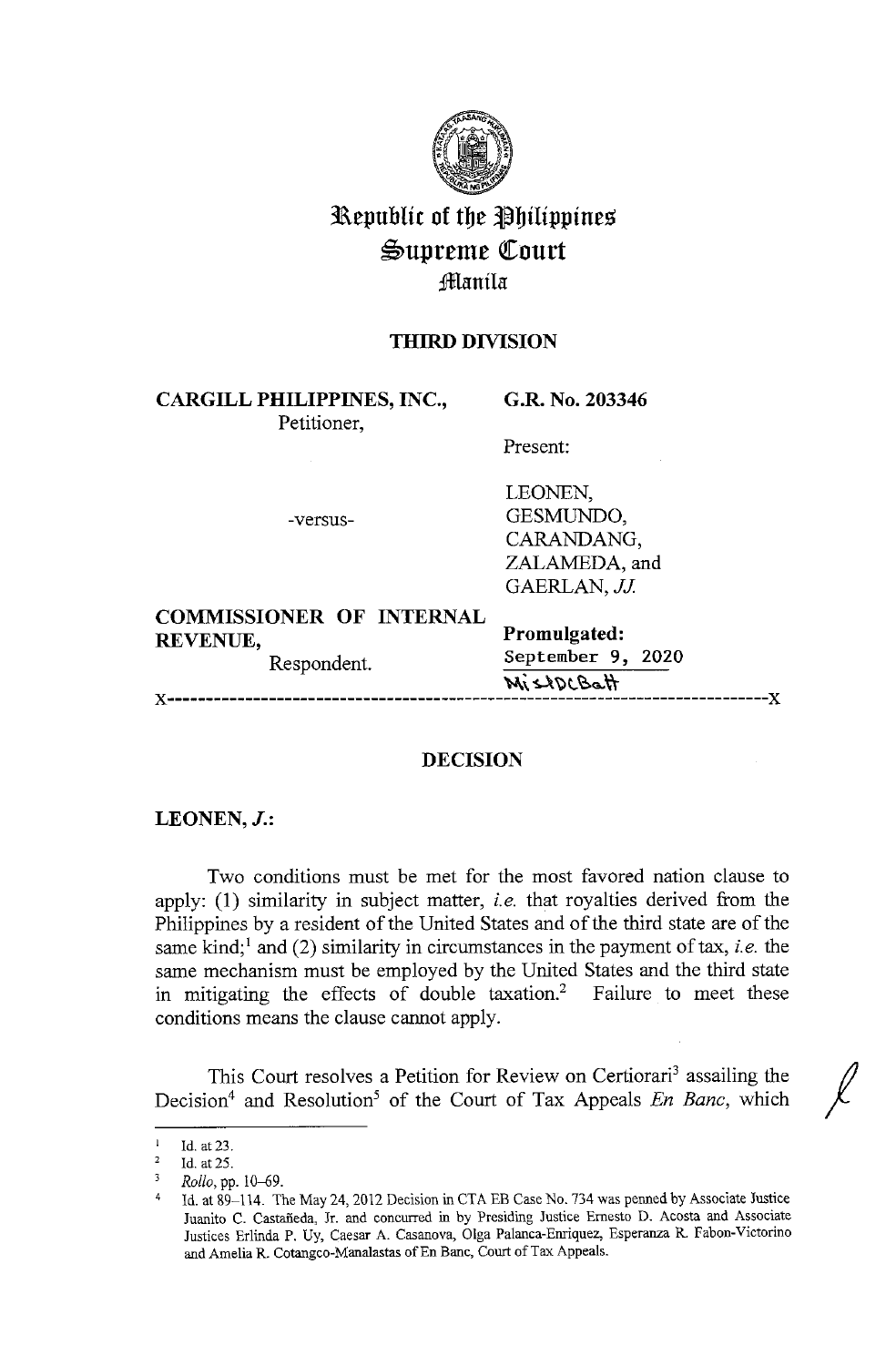# Republic of the Philippines
# Supreme Court
## Manila

**THIRD DIVISION**

| | |
|---|---|
| **CARGILL PHILIPPINES, INC.,** Petitioner, | **G.R. No. 203346** |
| | Present: |
| -versus- | LEONEN, GESMUNDO, CARANDANG, ZALAMEDA, and GAERLAN, *JJ.* |
| **COMMISSIONER OF INTERNAL REVENUE,** Respondent. | **Promulgated:** September 9, 2020 |

x-----------------------------------------------------------------------------x

**DECISION**

**LEONEN, *J.*:**

Two conditions must be met for the most favored nation clause to apply: (1) similarity in subject matter, *i.e.* that royalties derived from the Philippines by a resident of the United States and of the third state are of the same kind;[1] and (2) similarity in circumstances in the payment of tax, *i.e.* the same mechanism must be employed by the United States and the third state in mitigating the effects of double taxation.[2] Failure to meet these conditions means the clause cannot apply.

This Court resolves a Petition for Review on Certiorari[3] assailing the Decision[4] and Resolution[5] of the Court of Tax Appeals *En Banc*, which

---

[1] Id. at 23.

[2] Id. at 25.

[3] *Rollo*, pp. 10–69.

[4] Id. at 89–114. The May 24, 2012 Decision in CTA EB Case No. 734 was penned by Associate Justice Juanito C. Castañeda, Jr. and concurred in by Presiding Justice Ernesto D. Acosta and Associate Justices Erlinda P. Uy, Caesar A. Casanova, Olga Palanca-Enriquez, Esperanza R. Fabon-Victorino and Amelia R. Cotangco-Manalastas of En Banc, Court of Tax Appeals.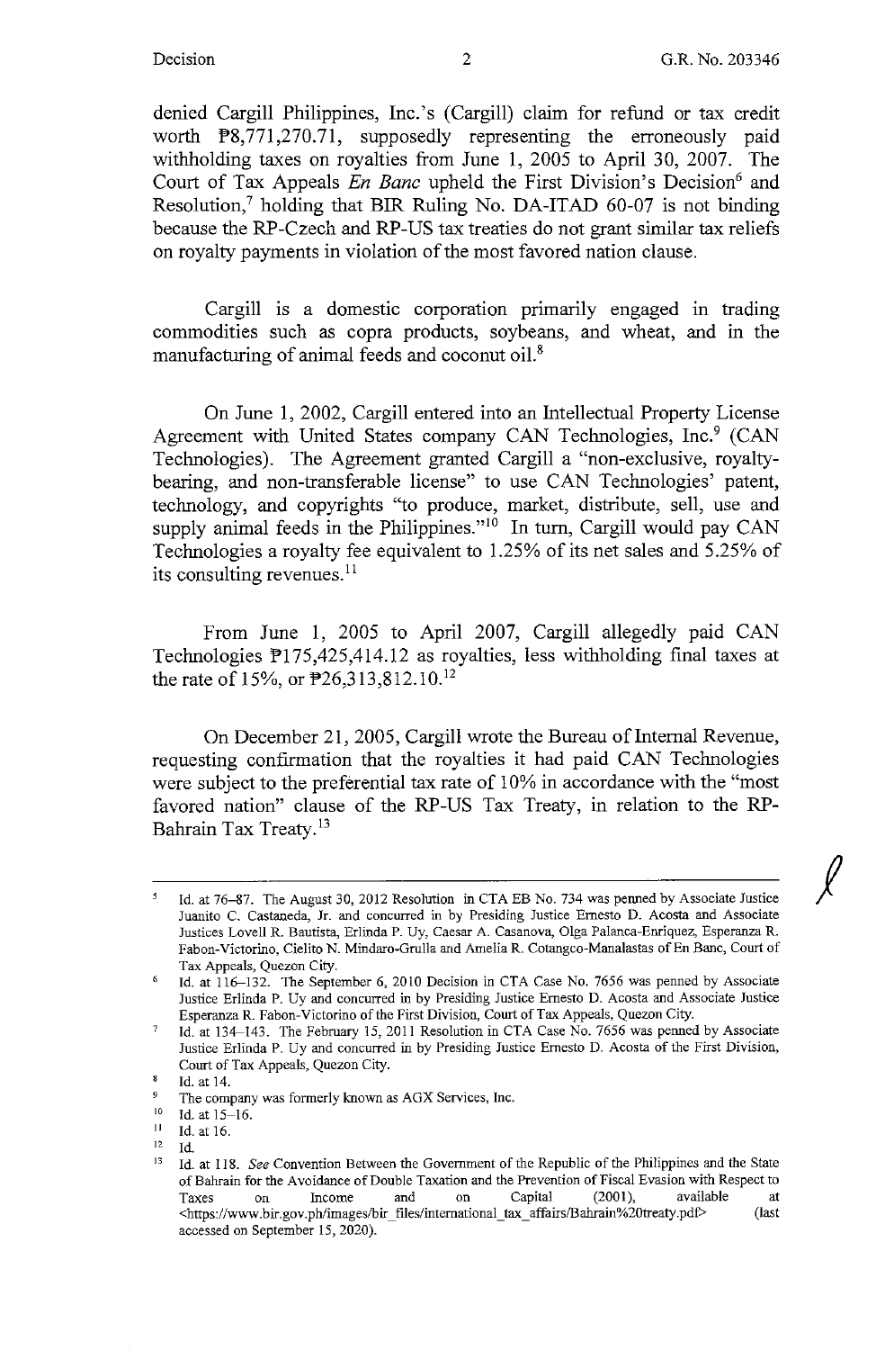denied Cargill Philippines, Inc.'s (Cargill) claim for refund or tax credit worth ₱8,771,270.71, supposedly representing the erroneously paid withholding taxes on royalties from June 1, 2005 to April 30, 2007. The Court of Tax Appeals *En Banc* upheld the First Division's Decision[6] and Resolution,[7] holding that BIR Ruling No. DA-ITAD 60-07 is not binding because the RP-Czech and RP-US tax treaties do not grant similar tax reliefs on royalty payments in violation of the most favored nation clause.

Cargill is a domestic corporation primarily engaged in trading commodities such as copra products, soybeans, and wheat, and in the manufacturing of animal feeds and coconut oil.[8]

On June 1, 2002, Cargill entered into an Intellectual Property License Agreement with United States company CAN Technologies, Inc.[9] (CAN Technologies). The Agreement granted Cargill a "non-exclusive, royalty-bearing, and non-transferable license" to use CAN Technologies' patent, technology, and copyrights "to produce, market, distribute, sell, use and supply animal feeds in the Philippines."[10] In turn, Cargill would pay CAN Technologies a royalty fee equivalent to 1.25% of its net sales and 5.25% of its consulting revenues.[11]

From June 1, 2005 to April 2007, Cargill allegedly paid CAN Technologies ₱175,425,414.12 as royalties, less withholding final taxes at the rate of 15%, or ₱26,313,812.10.[12]

On December 21, 2005, Cargill wrote the Bureau of Internal Revenue, requesting confirmation that the royalties it had paid CAN Technologies were subject to the preferential tax rate of 10% in accordance with the "most favored nation" clause of the RP-US Tax Treaty, in relation to the RP-Bahrain Tax Treaty.[13]

---

[5] Id. at 76–87. The August 30, 2012 Resolution in CTA EB No. 734 was penned by Associate Justice Juanito C. Castaneda, Jr. and concurred in by Presiding Justice Ernesto D. Acosta and Associate Justices Lovell R. Bautista, Erlinda P. Uy, Caesar A. Casanova, Olga Palanca-Enriquez, Esperanza R. Fabon-Victorino, Cielito N. Mindaro-Grulla and Amelia R. Cotangco-Manalastas of En Banc, Court of Tax Appeals, Quezon City.

[6] Id. at 116–132. The September 6, 2010 Decision in CTA Case No. 7656 was penned by Associate Justice Erlinda P. Uy and concurred in by Presiding Justice Ernesto D. Acosta and Associate Justice Esperanza R. Fabon-Victorino of the First Division, Court of Tax Appeals, Quezon City.

[7] Id. at 134–143. The February 15, 2011 Resolution in CTA Case No. 7656 was penned by Associate Justice Erlinda P. Uy and concurred in by Presiding Justice Ernesto D. Acosta of the First Division, Court of Tax Appeals, Quezon City.

[8] Id. at 14.

[9] The company was formerly known as AGX Services, Inc.

[10] Id. at 15–16.

[11] Id. at 16.

[12] Id.

[13] Id. at 118. *See* Convention Between the Government of the Republic of the Philippines and the State of Bahrain for the Avoidance of Double Taxation and the Prevention of Fiscal Evasion with Respect to Taxes on Income and on Capital (2001), available at <https://www.bir.gov.ph/images/bir_files/international_tax_affairs/Bahrain%20treaty.pdf> (last accessed on September 15, 2020).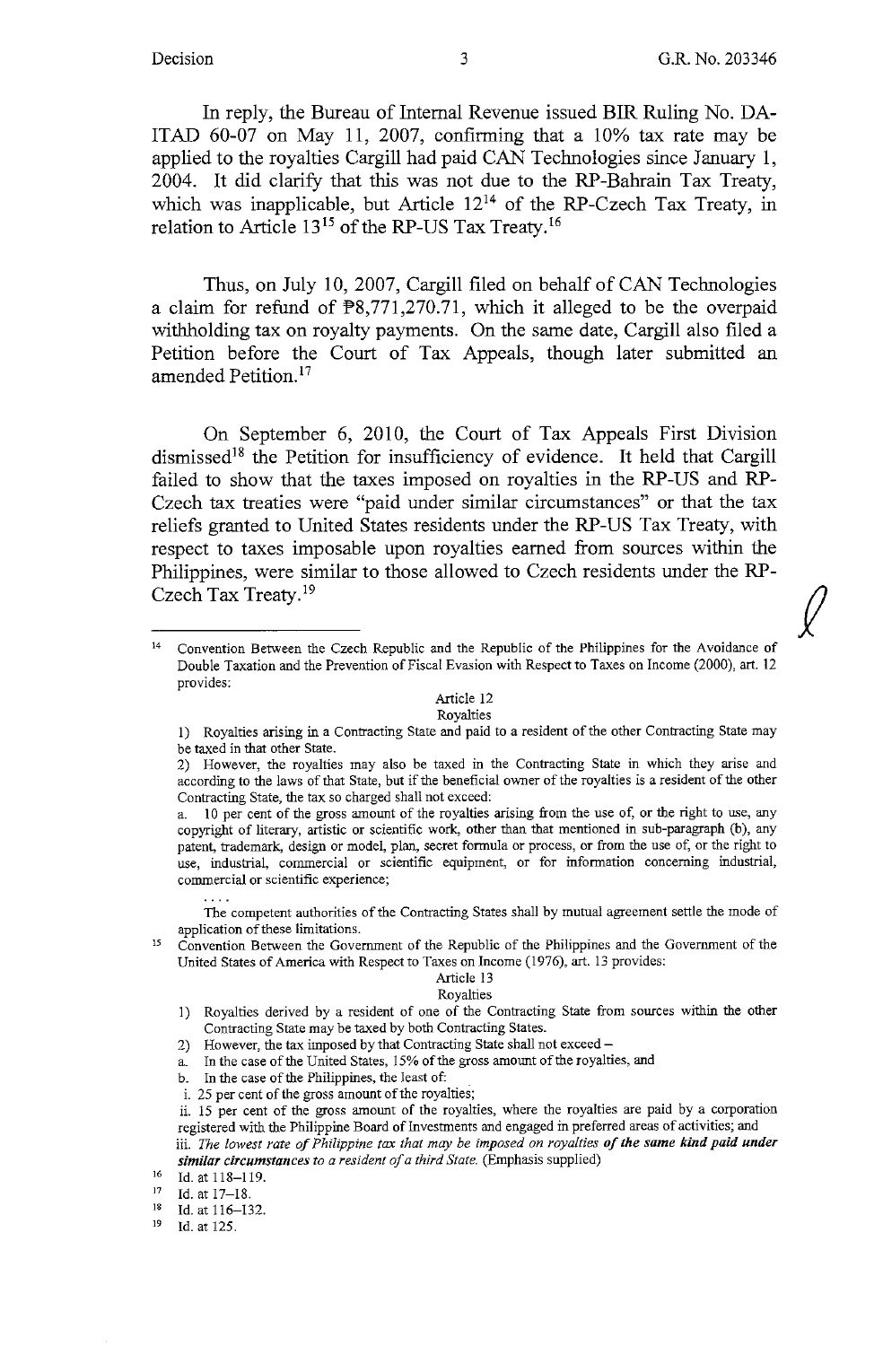In reply, the Bureau of Internal Revenue issued BIR Ruling No. DA-ITAD 60-07 on May 11, 2007, confirming that a 10% tax rate may be applied to the royalties Cargill had paid CAN Technologies since January 1, 2004. It did clarify that this was not due to the RP-Bahrain Tax Treaty, which was inapplicable, but Article 12[14] of the RP-Czech Tax Treaty, in relation to Article 13[15] of the RP-US Tax Treaty.[16]

Thus, on July 10, 2007, Cargill filed on behalf of CAN Technologies a claim for refund of ₱8,771,270.71, which it alleged to be the overpaid withholding tax on royalty payments. On the same date, Cargill also filed a Petition before the Court of Tax Appeals, though later submitted an amended Petition.[17]

On September 6, 2010, the Court of Tax Appeals First Division dismissed[18] the Petition for insufficiency of evidence. It held that Cargill failed to show that the taxes imposed on royalties in the RP-US and RP-Czech tax treaties were "paid under similar circumstances" or that the tax reliefs granted to United States residents under the RP-US Tax Treaty, with respect to taxes imposable upon royalties earned from sources within the Philippines, were similar to those allowed to Czech residents under the RP-Czech Tax Treaty.[19]

---

[14] Convention Between the Czech Republic and the Republic of the Philippines for the Avoidance of Double Taxation and the Prevention of Fiscal Evasion with Respect to Taxes on Income (2000), art. 12 provides:

Article 12
Royalties

1) Royalties arising in a Contracting State and paid to a resident of the other Contracting State may be taxed in that other State.

2) However, the royalties may also be taxed in the Contracting State in which they arise and according to the laws of that State, but if the beneficial owner of the royalties is a resident of the other Contracting State, the tax so charged shall not exceed:

a. 10 per cent of the gross amount of the royalties arising from the use of, or the right to use, any copyright of literary, artistic or scientific work, other than that mentioned in sub-paragraph (b), any patent, trademark, design or model, plan, secret formula or process, or from the use of, or the right to use, industrial, commercial or scientific equipment, or for information concerning industrial, commercial or scientific experience;

....

The competent authorities of the Contracting States shall by mutual agreement settle the mode of application of these limitations.

[15] Convention Between the Government of the Republic of the Philippines and the Government of the United States of America with Respect to Taxes on Income (1976), art. 13 provides:

Article 13
Royalties

1) Royalties derived by a resident of one of the Contracting State from sources within the other Contracting State may be taxed by both Contracting States.

2) However, the tax imposed by that Contracting State shall not exceed –

a. In the case of the United States, 15% of the gross amount of the royalties, and

b. In the case of the Philippines, the least of:

i. 25 per cent of the gross amount of the royalties;

ii. 15 per cent of the gross amount of the royalties, where the royalties are paid by a corporation registered with the Philippine Board of Investments and engaged in preferred areas of activities; and

iii. *The lowest rate of Philippine tax that may be imposed on royalties **of the same kind paid under similar circumstances** to a resident of a third State.* (Emphasis supplied)

[16] Id. at 118–119.

[17] Id. at 17–18.

[18] Id. at 116–132.

[19] Id. at 125.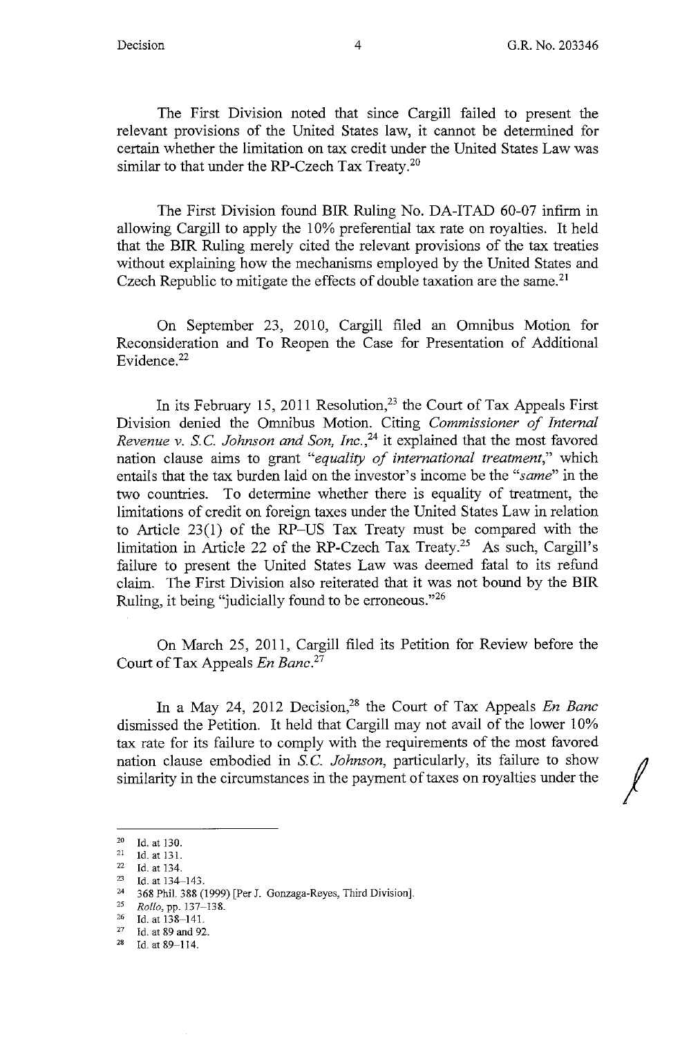The First Division noted that since Cargill failed to present the relevant provisions of the United States law, it cannot be determined for certain whether the limitation on tax credit under the United States Law was similar to that under the RP-Czech Tax Treaty.[20]

The First Division found BIR Ruling No. DA-ITAD 60-07 infirm in allowing Cargill to apply the 10% preferential tax rate on royalties. It held that the BIR Ruling merely cited the relevant provisions of the tax treaties without explaining how the mechanisms employed by the United States and Czech Republic to mitigate the effects of double taxation are the same.[21]

On September 23, 2010, Cargill filed an Omnibus Motion for Reconsideration and To Reopen the Case for Presentation of Additional Evidence.[22]

In its February 15, 2011 Resolution,[23] the Court of Tax Appeals First Division denied the Omnibus Motion. Citing *Commissioner of Internal Revenue v. S.C. Johnson and Son, Inc.*,[24] it explained that the most favored nation clause aims to grant "*equality of international treatment*," which entails that the tax burden laid on the investor's income be the "*same*" in the two countries. To determine whether there is equality of treatment, the limitations of credit on foreign taxes under the United States Law in relation to Article 23(1) of the RP–US Tax Treaty must be compared with the limitation in Article 22 of the RP-Czech Tax Treaty.[25] As such, Cargill's failure to present the United States Law was deemed fatal to its refund claim. The First Division also reiterated that it was not bound by the BIR Ruling, it being "judicially found to be erroneous."[26]

On March 25, 2011, Cargill filed its Petition for Review before the Court of Tax Appeals *En Banc*.[27]

In a May 24, 2012 Decision,[28] the Court of Tax Appeals *En Banc* dismissed the Petition. It held that Cargill may not avail of the lower 10% tax rate for its failure to comply with the requirements of the most favored nation clause embodied in *S.C. Johnson*, particularly, its failure to show similarity in the circumstances in the payment of taxes on royalties under the

---

[20] Id. at 130.
[21] Id. at 131.
[22] Id. at 134.
[23] Id. at 134–143.
[24] 368 Phil. 388 (1999) [Per J. Gonzaga-Reyes, Third Division].
[25] *Rollo*, pp. 137–138.
[26] Id. at 138–141.
[27] Id. at 89 and 92.
[28] Id. at 89–114.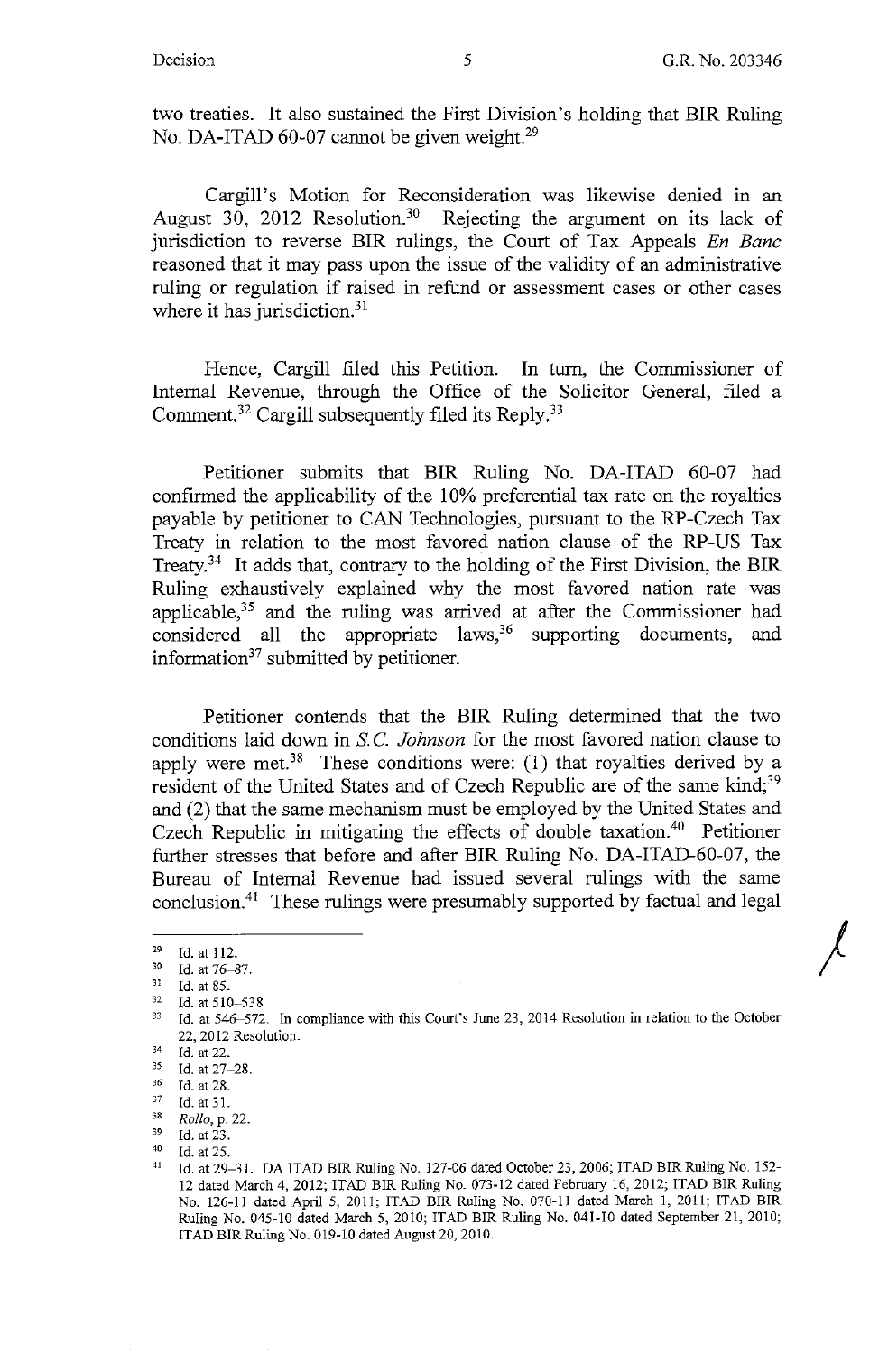two treaties. It also sustained the First Division's holding that BIR Ruling No. DA-ITAD 60-07 cannot be given weight.[29]

Cargill's Motion for Reconsideration was likewise denied in an August 30, 2012 Resolution.[30] Rejecting the argument on its lack of jurisdiction to reverse BIR rulings, the Court of Tax Appeals *En Banc* reasoned that it may pass upon the issue of the validity of an administrative ruling or regulation if raised in refund or assessment cases or other cases where it has jurisdiction.[31]

Hence, Cargill filed this Petition. In turn, the Commissioner of Internal Revenue, through the Office of the Solicitor General, filed a Comment.[32] Cargill subsequently filed its Reply.[33]

Petitioner submits that BIR Ruling No. DA-ITAD 60-07 had confirmed the applicability of the 10% preferential tax rate on the royalties payable by petitioner to CAN Technologies, pursuant to the RP-Czech Tax Treaty in relation to the most favored nation clause of the RP-US Tax Treaty.[34] It adds that, contrary to the holding of the First Division, the BIR Ruling exhaustively explained why the most favored nation rate was applicable,[35] and the ruling was arrived at after the Commissioner had considered all the appropriate laws,[36] supporting documents, and information[37] submitted by petitioner.

Petitioner contends that the BIR Ruling determined that the two conditions laid down in *S.C. Johnson* for the most favored nation clause to apply were met.[38] These conditions were: (1) that royalties derived by a resident of the United States and of Czech Republic are of the same kind;[39] and (2) that the same mechanism must be employed by the United States and Czech Republic in mitigating the effects of double taxation.[40] Petitioner further stresses that before and after BIR Ruling No. DA-ITAD-60-07, the Bureau of Internal Revenue had issued several rulings with the same conclusion.[41] These rulings were presumably supported by factual and legal

---

[29] Id. at 112.

[30] Id. at 76–87.

[31] Id. at 85.

[32] Id. at 510–538.

[33] Id. at 546–572. In compliance with this Court's June 23, 2014 Resolution in relation to the October 22, 2012 Resolution.

[34] Id. at 22.

[35] Id. at 27–28.

[36] Id. at 28.

[37] Id. at 31.

[38] *Rollo*, p. 22.

[39] Id. at 23.

[40] Id. at 25.

[41] Id. at 29–31. DA ITAD BIR Ruling No. 127-06 dated October 23, 2006; ITAD BIR Ruling No. 152-12 dated March 4, 2012; ITAD BIR Ruling No. 073-12 dated February 16, 2012; ITAD BIR Ruling No. 126-11 dated April 5, 2011; ITAD BIR Ruling No. 070-11 dated March 1, 2011; ITAD BIR Ruling No. 045-10 dated March 5, 2010; ITAD BIR Ruling No. 041-10 dated September 21, 2010; ITAD BIR Ruling No. 019-10 dated August 20, 2010.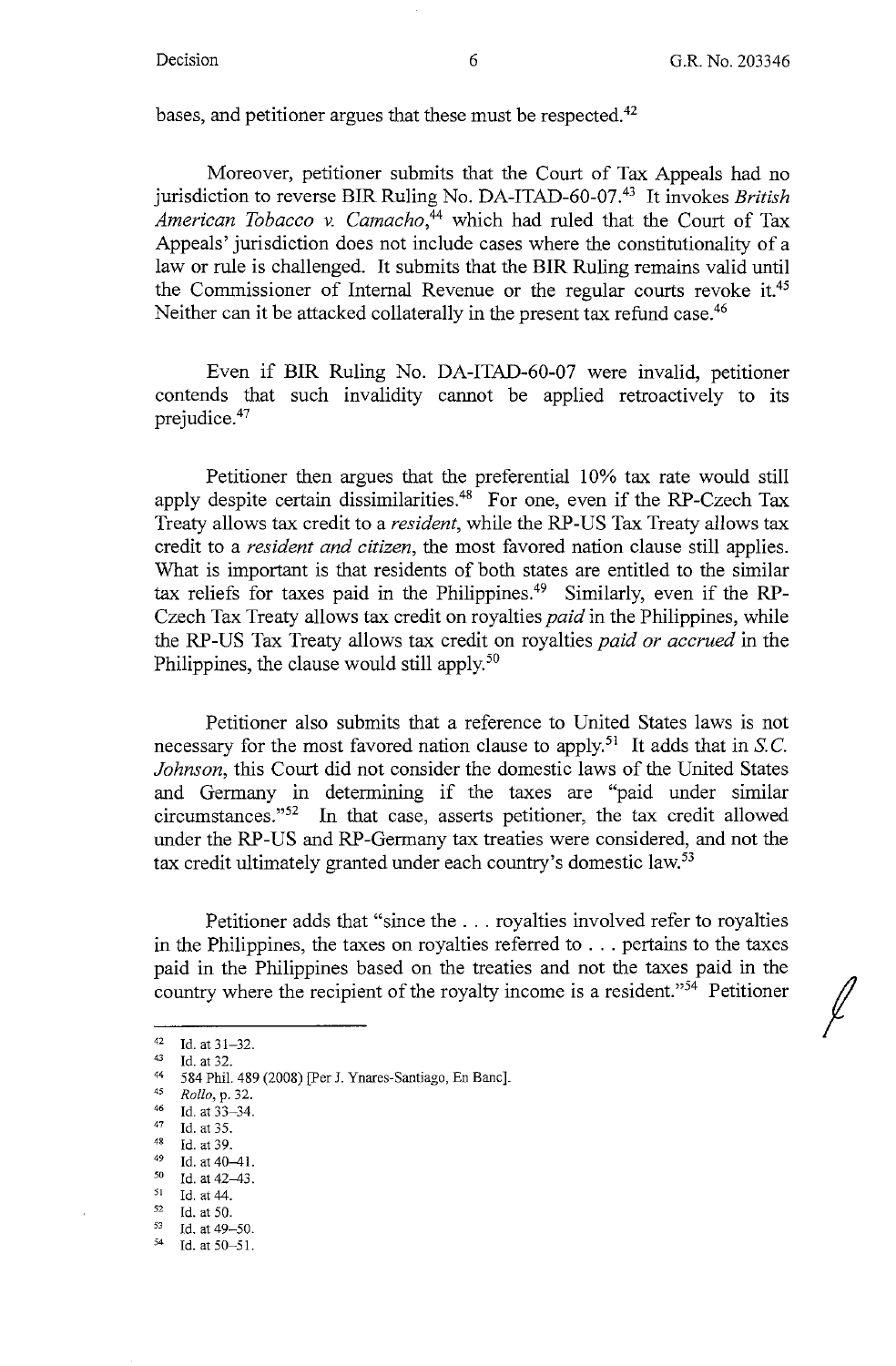bases, and petitioner argues that these must be respected.[42]

Moreover, petitioner submits that the Court of Tax Appeals had no jurisdiction to reverse BIR Ruling No. DA-ITAD-60-07.[43] It invokes *British American Tobacco v. Camacho*,[44] which had ruled that the Court of Tax Appeals' jurisdiction does not include cases where the constitutionality of a law or rule is challenged. It submits that the BIR Ruling remains valid until the Commissioner of Internal Revenue or the regular courts revoke it.[45] Neither can it be attacked collaterally in the present tax refund case.[46]

Even if BIR Ruling No. DA-ITAD-60-07 were invalid, petitioner contends that such invalidity cannot be applied retroactively to its prejudice.[47]

Petitioner then argues that the preferential 10% tax rate would still apply despite certain dissimilarities.[48] For one, even if the RP-Czech Tax Treaty allows tax credit to a *resident*, while the RP-US Tax Treaty allows tax credit to a *resident and citizen*, the most favored nation clause still applies. What is important is that residents of both states are entitled to the similar tax reliefs for taxes paid in the Philippines.[49] Similarly, even if the RP-Czech Tax Treaty allows tax credit on royalties *paid* in the Philippines, while the RP-US Tax Treaty allows tax credit on royalties *paid or accrued* in the Philippines, the clause would still apply.[50]

Petitioner also submits that a reference to United States laws is not necessary for the most favored nation clause to apply.[51] It adds that in *S.C. Johnson*, this Court did not consider the domestic laws of the United States and Germany in determining if the taxes are "paid under similar circumstances."[52] In that case, asserts petitioner, the tax credit allowed under the RP-US and RP-Germany tax treaties were considered, and not the tax credit ultimately granted under each country's domestic law.[53]

Petitioner adds that "since the . . . royalties involved refer to royalties in the Philippines, the taxes on royalties referred to . . . pertains to the taxes paid in the Philippines based on the treaties and not the taxes paid in the country where the recipient of the royalty income is a resident."[54] Petitioner

---

[42] Id. at 31–32.
[43] Id. at 32.
[44] 584 Phil. 489 (2008) [Per J. Ynares-Santiago, En Banc].
[45] *Rollo*, p. 32.
[46] Id. at 33–34.
[47] Id. at 35.
[48] Id. at 39.
[49] Id. at 40–41.
[50] Id. at 42–43.
[51] Id. at 44.
[52] Id. at 50.
[53] Id. at 49–50.
[54] Id. at 50–51.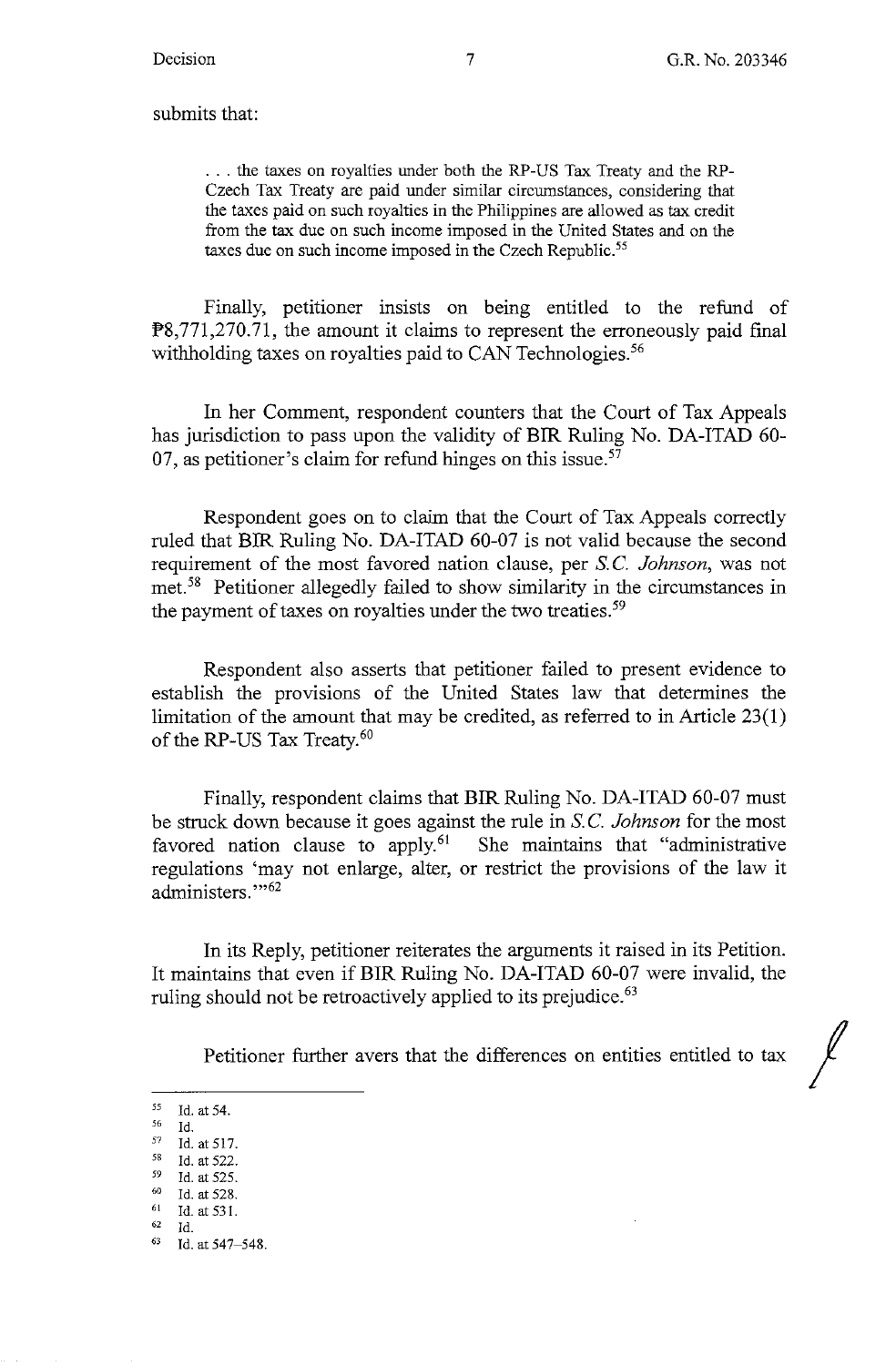submits that:

> . . . the taxes on royalties under both the RP-US Tax Treaty and the RP-Czech Tax Treaty are paid under similar circumstances, considering that the taxes paid on such royalties in the Philippines are allowed as tax credit from the tax due on such income imposed in the United States and on the taxes due on such income imposed in the Czech Republic.[55]

Finally, petitioner insists on being entitled to the refund of ₱8,771,270.71, the amount it claims to represent the erroneously paid final withholding taxes on royalties paid to CAN Technologies.[56]

In her Comment, respondent counters that the Court of Tax Appeals has jurisdiction to pass upon the validity of BIR Ruling No. DA-ITAD 60-07, as petitioner's claim for refund hinges on this issue.[57]

Respondent goes on to claim that the Court of Tax Appeals correctly ruled that BIR Ruling No. DA-ITAD 60-07 is not valid because the second requirement of the most favored nation clause, per *S.C. Johnson*, was not met.[58] Petitioner allegedly failed to show similarity in the circumstances in the payment of taxes on royalties under the two treaties.[59]

Respondent also asserts that petitioner failed to present evidence to establish the provisions of the United States law that determines the limitation of the amount that may be credited, as referred to in Article 23(1) of the RP-US Tax Treaty.[60]

Finally, respondent claims that BIR Ruling No. DA-ITAD 60-07 must be struck down because it goes against the rule in *S.C. Johnson* for the most favored nation clause to apply.[61] She maintains that "administrative regulations 'may not enlarge, alter, or restrict the provisions of the law it administers.'"[62]

In its Reply, petitioner reiterates the arguments it raised in its Petition. It maintains that even if BIR Ruling No. DA-ITAD 60-07 were invalid, the ruling should not be retroactively applied to its prejudice.[63]

Petitioner further avers that the differences on entities entitled to tax

---

[55] Id. at 54.
[56] Id.
[57] Id. at 517.
[58] Id. at 522.
[59] Id. at 525.
[60] Id. at 528.
[61] Id. at 531.
[62] Id.
[63] Id. at 547–548.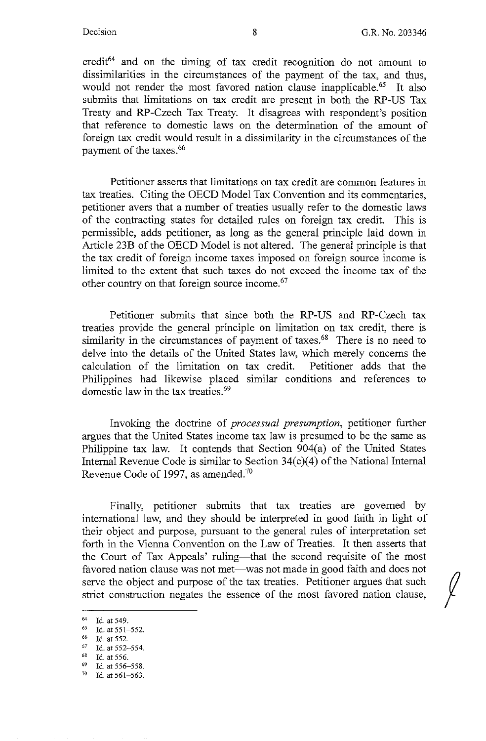credit[64] and on the timing of tax credit recognition do not amount to dissimilarities in the circumstances of the payment of the tax, and thus, would not render the most favored nation clause inapplicable.[65] It also submits that limitations on tax credit are present in both the RP-US Tax Treaty and RP-Czech Tax Treaty. It disagrees with respondent's position that reference to domestic laws on the determination of the amount of foreign tax credit would result in a dissimilarity in the circumstances of the payment of the taxes.[66]

Petitioner asserts that limitations on tax credit are common features in tax treaties. Citing the OECD Model Tax Convention and its commentaries, petitioner avers that a number of treaties usually refer to the domestic laws of the contracting states for detailed rules on foreign tax credit. This is permissible, adds petitioner, as long as the general principle laid down in Article 23B of the OECD Model is not altered. The general principle is that the tax credit of foreign income taxes imposed on foreign source income is limited to the extent that such taxes do not exceed the income tax of the other country on that foreign source income.[67]

Petitioner submits that since both the RP-US and RP-Czech tax treaties provide the general principle on limitation on tax credit, there is similarity in the circumstances of payment of taxes.[68] There is no need to delve into the details of the United States law, which merely concerns the calculation of the limitation on tax credit. Petitioner adds that the Philippines had likewise placed similar conditions and references to domestic law in the tax treaties.[69]

Invoking the doctrine of *processual presumption*, petitioner further argues that the United States income tax law is presumed to be the same as Philippine tax law. It contends that Section 904(a) of the United States Internal Revenue Code is similar to Section 34(c)(4) of the National Internal Revenue Code of 1997, as amended.[70]

Finally, petitioner submits that tax treaties are governed by international law, and they should be interpreted in good faith in light of their object and purpose, pursuant to the general rules of interpretation set forth in the Vienna Convention on the Law of Treaties. It then asserts that the Court of Tax Appeals' ruling—that the second requisite of the most favored nation clause was not met—was not made in good faith and does not serve the object and purpose of the tax treaties. Petitioner argues that such strict construction negates the essence of the most favored nation clause,

---

[64] Id. at 549.
[65] Id. at 551–552.
[66] Id. at 552.
[67] Id. at 552–554.
[68] Id. at 556.
[69] Id. at 556–558.
[70] Id. at 561–563.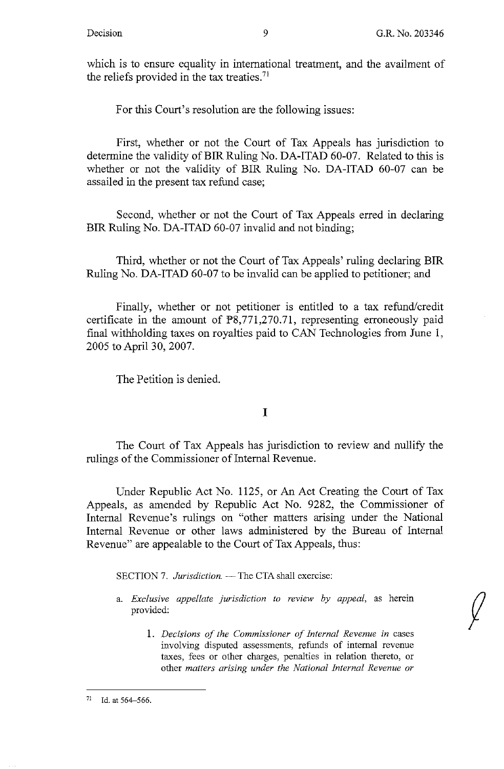which is to ensure equality in international treatment, and the availment of the reliefs provided in the tax treaties.[71]

For this Court's resolution are the following issues:

First, whether or not the Court of Tax Appeals has jurisdiction to determine the validity of BIR Ruling No. DA-ITAD 60-07. Related to this is whether or not the validity of BIR Ruling No. DA-ITAD 60-07 can be assailed in the present tax refund case;

Second, whether or not the Court of Tax Appeals erred in declaring BIR Ruling No. DA-ITAD 60-07 invalid and not binding;

Third, whether or not the Court of Tax Appeals' ruling declaring BIR Ruling No. DA-ITAD 60-07 to be invalid can be applied to petitioner; and

Finally, whether or not petitioner is entitled to a tax refund/credit certificate in the amount of ₱8,771,270.71, representing erroneously paid final withholding taxes on royalties paid to CAN Technologies from June 1, 2005 to April 30, 2007.

The Petition is denied.

## I

The Court of Tax Appeals has jurisdiction to review and nullify the rulings of the Commissioner of Internal Revenue.

Under Republic Act No. 1125, or An Act Creating the Court of Tax Appeals, as amended by Republic Act No. 9282, the Commissioner of Internal Revenue's rulings on "other matters arising under the National Internal Revenue or other laws administered by the Bureau of Internal Revenue" are appealable to the Court of Tax Appeals, thus:

> SECTION 7. *Jurisdiction.* — The CTA shall exercise:
>
> a. *Exclusive appellate jurisdiction to review by appeal*, as herein provided:
>
> 1. *Decisions of the Commissioner of Internal Revenue in* cases involving disputed assessments, refunds of internal revenue taxes, fees or other charges, penalties in relation thereto, or other *matters arising under the National Internal Revenue or*

---

[71] Id. at 564–566.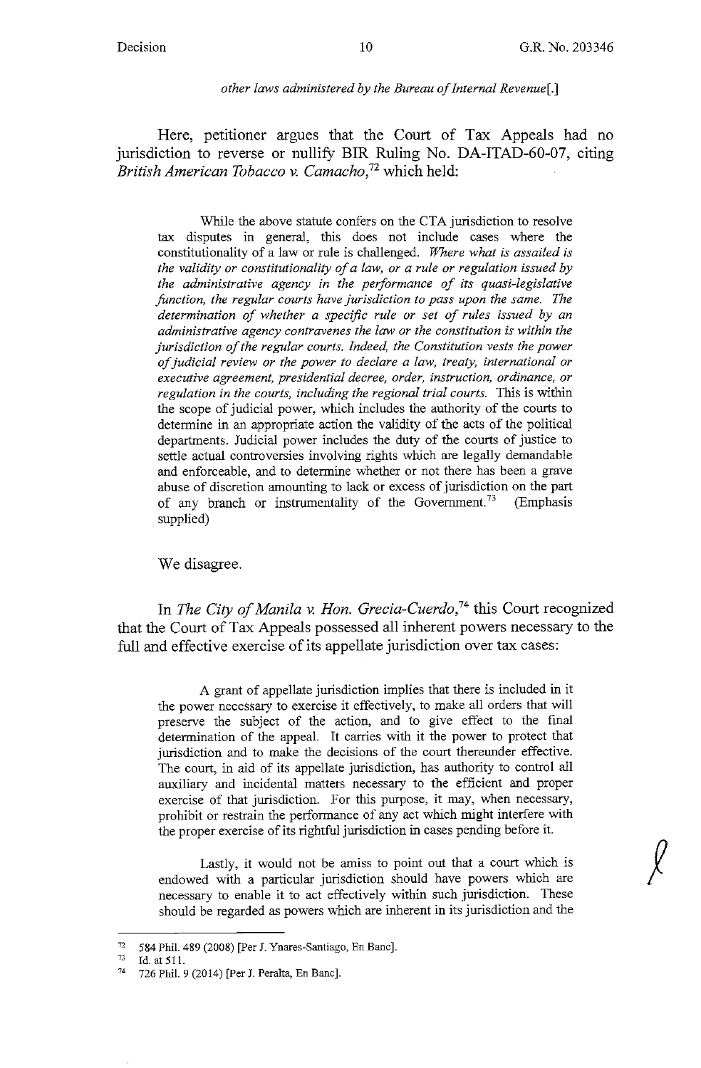*other laws administered by the Bureau of Internal Revenue*[.]

Here, petitioner argues that the Court of Tax Appeals had no jurisdiction to reverse or nullify BIR Ruling No. DA-ITAD-60-07, citing *British American Tobacco v. Camacho*,[72] which held:

> While the above statute confers on the CTA jurisdiction to resolve tax disputes in general, this does not include cases where the constitutionality of a law or rule is challenged. *Where what is assailed is the validity or constitutionality of a law, or a rule or regulation issued by the administrative agency in the performance of its quasi-legislative function, the regular courts have jurisdiction to pass upon the same. The determination of whether a specific rule or set of rules issued by an administrative agency contravenes the law or the constitution is within the jurisdiction of the regular courts. Indeed, the Constitution vests the power of judicial review or the power to declare a law, treaty, international or executive agreement, presidential decree, order, instruction, ordinance, or regulation in the courts, including the regional trial courts.* This is within the scope of judicial power, which includes the authority of the courts to determine in an appropriate action the validity of the acts of the political departments. Judicial power includes the duty of the courts of justice to settle actual controversies involving rights which are legally demandable and enforceable, and to determine whether or not there has been a grave abuse of discretion amounting to lack or excess of jurisdiction on the part of any branch or instrumentality of the Government.[73] (Emphasis supplied)

We disagree.

In *The City of Manila v. Hon. Grecia-Cuerdo*,[74] this Court recognized that the Court of Tax Appeals possessed all inherent powers necessary to the full and effective exercise of its appellate jurisdiction over tax cases:

> A grant of appellate jurisdiction implies that there is included in it the power necessary to exercise it effectively, to make all orders that will preserve the subject of the action, and to give effect to the final determination of the appeal. It carries with it the power to protect that jurisdiction and to make the decisions of the court thereunder effective. The court, in aid of its appellate jurisdiction, has authority to control all auxiliary and incidental matters necessary to the efficient and proper exercise of that jurisdiction. For this purpose, it may, when necessary, prohibit or restrain the performance of any act which might interfere with the proper exercise of its rightful jurisdiction in cases pending before it.
>
> Lastly, it would not be amiss to point out that a court which is endowed with a particular jurisdiction should have powers which are necessary to enable it to act effectively within such jurisdiction. These should be regarded as powers which are inherent in its jurisdiction and the

---

[72] 584 Phil. 489 (2008) [Per J. Ynares-Santiago, En Banc].

[73] Id. at 511.

[74] 726 Phil. 9 (2014) [Per J. Peralta, En Banc].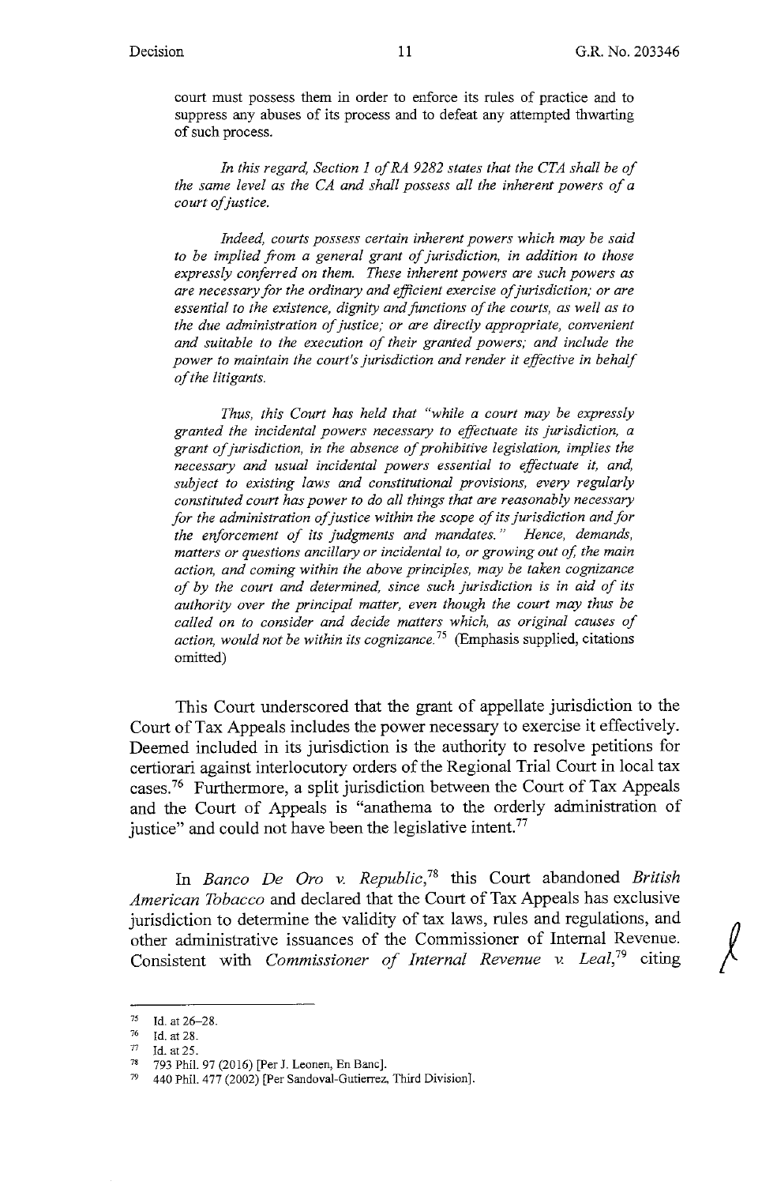court must possess them in order to enforce its rules of practice and to suppress any abuses of its process and to defeat any attempted thwarting of such process.

> *In this regard, Section 1 of RA 9282 states that the CTA shall be of the same level as the CA and shall possess all the inherent powers of a court of justice.*
>
> *Indeed, courts possess certain inherent powers which may be said to be implied from a general grant of jurisdiction, in addition to those expressly conferred on them. These inherent powers are such powers as are necessary for the ordinary and efficient exercise of jurisdiction; or are essential to the existence, dignity and functions of the courts, as well as to the due administration of justice; or are directly appropriate, convenient and suitable to the execution of their granted powers; and include the power to maintain the court's jurisdiction and render it effective in behalf of the litigants.*
>
> *Thus, this Court has held that "while a court may be expressly granted the incidental powers necessary to effectuate its jurisdiction, a grant of jurisdiction, in the absence of prohibitive legislation, implies the necessary and usual incidental powers essential to effectuate it, and, subject to existing laws and constitutional provisions, every regularly constituted court has power to do all things that are reasonably necessary for the administration of justice within the scope of its jurisdiction and for the enforcement of its judgments and mandates." Hence, demands, matters or questions ancillary or incidental to, or growing out of, the main action, and coming within the above principles, may be taken cognizance of by the court and determined, since such jurisdiction is in aid of its authority over the principal matter, even though the court may thus be called on to consider and decide matters which, as original causes of action, would not be within its cognizance.*[75] (Emphasis supplied, citations omitted)

This Court underscored that the grant of appellate jurisdiction to the Court of Tax Appeals includes the power necessary to exercise it effectively. Deemed included in its jurisdiction is the authority to resolve petitions for certiorari against interlocutory orders of the Regional Trial Court in local tax cases.[76] Furthermore, a split jurisdiction between the Court of Tax Appeals and the Court of Appeals is "anathema to the orderly administration of justice" and could not have been the legislative intent.[77]

In *Banco De Oro v. Republic*,[78] this Court abandoned *British American Tobacco* and declared that the Court of Tax Appeals has exclusive jurisdiction to determine the validity of tax laws, rules and regulations, and other administrative issuances of the Commissioner of Internal Revenue. Consistent with *Commissioner of Internal Revenue v. Leal*,[79] citing

---

[75] Id. at 26–28.

[76] Id. at 28.

[77] Id. at 25.

[78] 793 Phil. 97 (2016) [Per J. Leonen, En Banc].

[79] 440 Phil. 477 (2002) [Per Sandoval-Gutierrez, Third Division].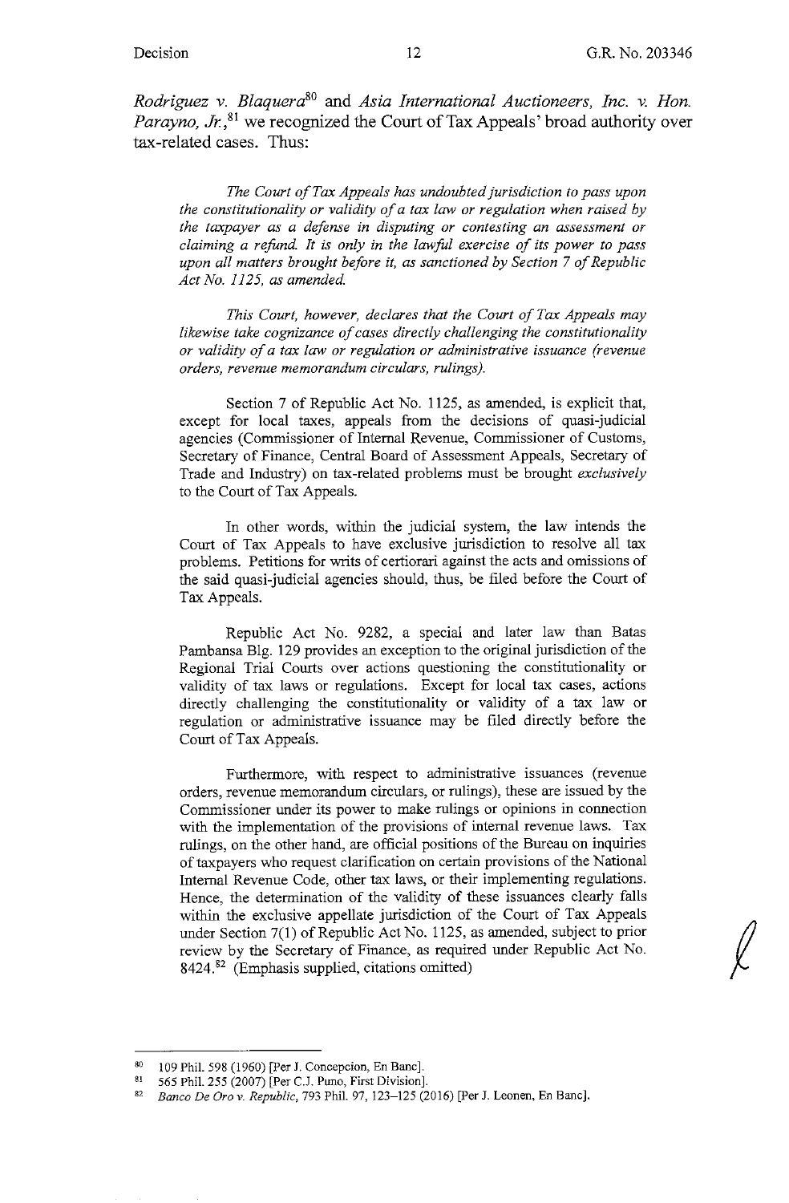*Rodriguez v. Blaquera*[80] and *Asia International Auctioneers, Inc. v. Hon. Parayno, Jr.*,[81] we recognized the Court of Tax Appeals' broad authority over tax-related cases. Thus:

> *The Court of Tax Appeals has undoubted jurisdiction to pass upon the constitutionality or validity of a tax law or regulation when raised by the taxpayer as a defense in disputing or contesting an assessment or claiming a refund. It is only in the lawful exercise of its power to pass upon all matters brought before it, as sanctioned by Section 7 of Republic Act No. 1125, as amended.*
>
> *This Court, however, declares that the Court of Tax Appeals may likewise take cognizance of cases directly challenging the constitutionality or validity of a tax law or regulation or administrative issuance (revenue orders, revenue memorandum circulars, rulings).*
>
> Section 7 of Republic Act No. 1125, as amended, is explicit that, except for local taxes, appeals from the decisions of quasi-judicial agencies (Commissioner of Internal Revenue, Commissioner of Customs, Secretary of Finance, Central Board of Assessment Appeals, Secretary of Trade and Industry) on tax-related problems must be brought *exclusively* to the Court of Tax Appeals.
>
> In other words, within the judicial system, the law intends the Court of Tax Appeals to have exclusive jurisdiction to resolve all tax problems. Petitions for writs of certiorari against the acts and omissions of the said quasi-judicial agencies should, thus, be filed before the Court of Tax Appeals.
>
> Republic Act No. 9282, a special and later law than Batas Pambansa Blg. 129 provides an exception to the original jurisdiction of the Regional Trial Courts over actions questioning the constitutionality or validity of tax laws or regulations. Except for local tax cases, actions directly challenging the constitutionality or validity of a tax law or regulation or administrative issuance may be filed directly before the Court of Tax Appeals.
>
> Furthermore, with respect to administrative issuances (revenue orders, revenue memorandum circulars, or rulings), these are issued by the Commissioner under its power to make rulings or opinions in connection with the implementation of the provisions of internal revenue laws. Tax rulings, on the other hand, are official positions of the Bureau on inquiries of taxpayers who request clarification on certain provisions of the National Internal Revenue Code, other tax laws, or their implementing regulations. Hence, the determination of the validity of these issuances clearly falls within the exclusive appellate jurisdiction of the Court of Tax Appeals under Section 7(1) of Republic Act No. 1125, as amended, subject to prior review by the Secretary of Finance, as required under Republic Act No. 8424.[82] (Emphasis supplied, citations omitted)

---

[80] 109 Phil. 598 (1960) [Per J. Concepcion, En Banc].

[81] 565 Phil. 255 (2007) [Per C.J. Puno, First Division].

[82] *Banco De Oro v. Republic*, 793 Phil. 97, 123–125 (2016) [Per J. Leonen, En Banc].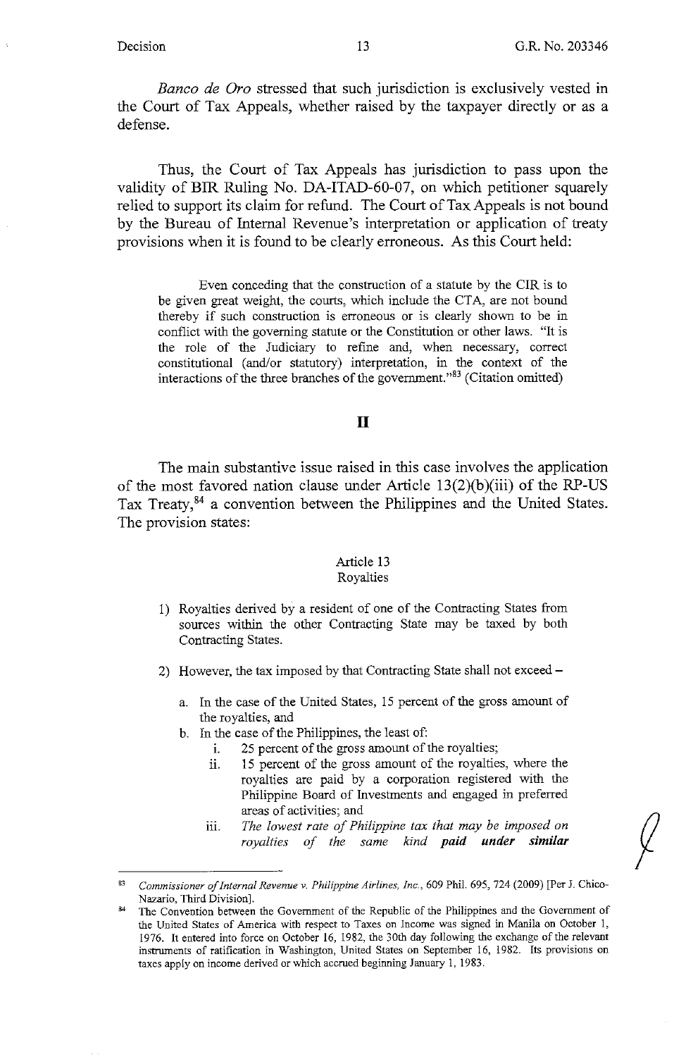*Banco de Oro* stressed that such jurisdiction is exclusively vested in the Court of Tax Appeals, whether raised by the taxpayer directly or as a defense.

Thus, the Court of Tax Appeals has jurisdiction to pass upon the validity of BIR Ruling No. DA-ITAD-60-07, on which petitioner squarely relied to support its claim for refund. The Court of Tax Appeals is not bound by the Bureau of Internal Revenue's interpretation or application of treaty provisions when it is found to be clearly erroneous. As this Court held:

> Even conceding that the construction of a statute by the CIR is to be given great weight, the courts, which include the CTA, are not bound thereby if such construction is erroneous or is clearly shown to be in conflict with the governing statute or the Constitution or other laws. "It is the role of the Judiciary to refine and, when necessary, correct constitutional (and/or statutory) interpretation, in the context of the interactions of the three branches of the government."[83] (Citation omitted)

## II

The main substantive issue raised in this case involves the application of the most favored nation clause under Article 13(2)(b)(iii) of the RP-US Tax Treaty,[84] a convention between the Philippines and the United States. The provision states:

> Article 13
> Royalties
>
> 1) Royalties derived by a resident of one of the Contracting States from sources within the other Contracting State may be taxed by both Contracting States.
>
> 2) However, the tax imposed by that Contracting State shall not exceed –
>
>    a. In the case of the United States, 15 percent of the gross amount of the royalties, and
>    b. In the case of the Philippines, the least of:
>       i. 25 percent of the gross amount of the royalties;
>       ii. 15 percent of the gross amount of the royalties, where the royalties are paid by a corporation registered with the Philippine Board of Investments and engaged in preferred areas of activities; and
>       iii. *The lowest rate of Philippine tax that may be imposed on royalties of the same kind* ***paid under similar***

---

[83] *Commissioner of Internal Revenue v. Philippine Airlines, Inc.*, 609 Phil. 695, 724 (2009) [Per J. Chico-Nazario, Third Division].

[84] The Convention between the Government of the Republic of the Philippines and the Government of the United States of America with respect to Taxes on Income was signed in Manila on October 1, 1976. It entered into force on October 16, 1982, the 30th day following the exchange of the relevant instruments of ratification in Washington, United States on September 16, 1982. Its provisions on taxes apply on income derived or which accrued beginning January 1, 1983.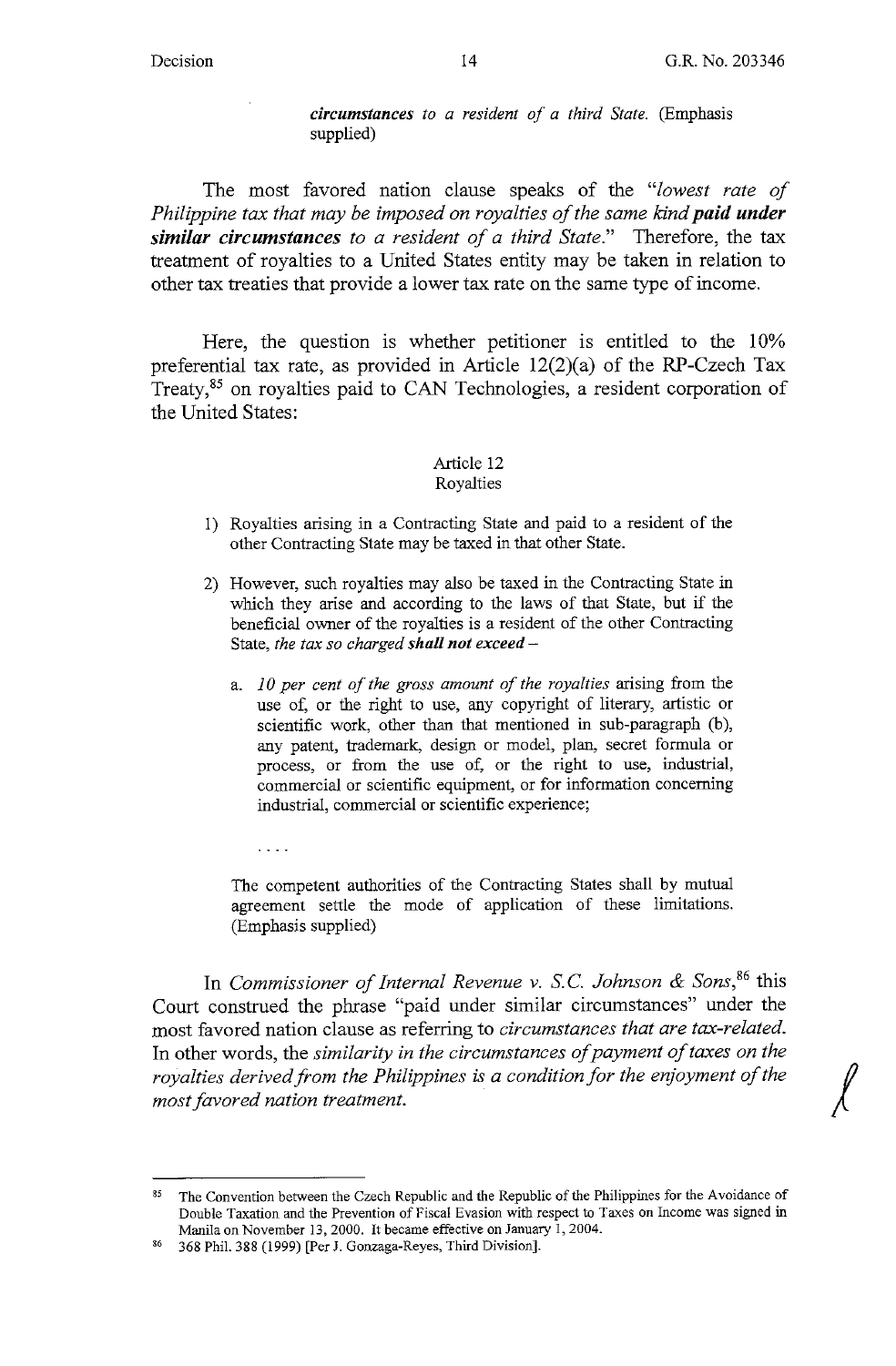*circumstances to a resident of a third State.* (Emphasis supplied)

The most favored nation clause speaks of the "*lowest rate of Philippine tax that may be imposed on royalties of the same kind **paid under similar circumstances** to a resident of a third State.*" Therefore, the tax treatment of royalties to a United States entity may be taken in relation to other tax treaties that provide a lower tax rate on the same type of income.

Here, the question is whether petitioner is entitled to the 10% preferential tax rate, as provided in Article 12(2)(a) of the RP-Czech Tax Treaty,[85] on royalties paid to CAN Technologies, a resident corporation of the United States:

Article 12
Royalties

1) Royalties arising in a Contracting State and paid to a resident of the other Contracting State may be taxed in that other State.

2) However, such royalties may also be taxed in the Contracting State in which they arise and according to the laws of that State, but if the beneficial owner of the royalties is a resident of the other Contracting State, *the tax so charged **shall not exceed*** –

   a. *10 per cent of the gross amount of the royalties* arising from the use of, or the right to use, any copyright of literary, artistic or scientific work, other than that mentioned in sub-paragraph (b), any patent, trademark, design or model, plan, secret formula or process, or from the use of, or the right to use, industrial, commercial or scientific equipment, or for information concerning industrial, commercial or scientific experience;

   . . . .

The competent authorities of the Contracting States shall by mutual agreement settle the mode of application of these limitations. (Emphasis supplied)

In *Commissioner of Internal Revenue v. S.C. Johnson & Sons*,[86] this Court construed the phrase "paid under similar circumstances" under the most favored nation clause as referring to *circumstances that are tax-related.* In other words, the *similarity in the circumstances of payment of taxes on the royalties derived from the Philippines is a condition for the enjoyment of the most favored nation treatment.*

---

[85] The Convention between the Czech Republic and the Republic of the Philippines for the Avoidance of Double Taxation and the Prevention of Fiscal Evasion with respect to Taxes on Income was signed in Manila on November 13, 2000. It became effective on January 1, 2004.

[86] 368 Phil. 388 (1999) [Per J. Gonzaga-Reyes, Third Division].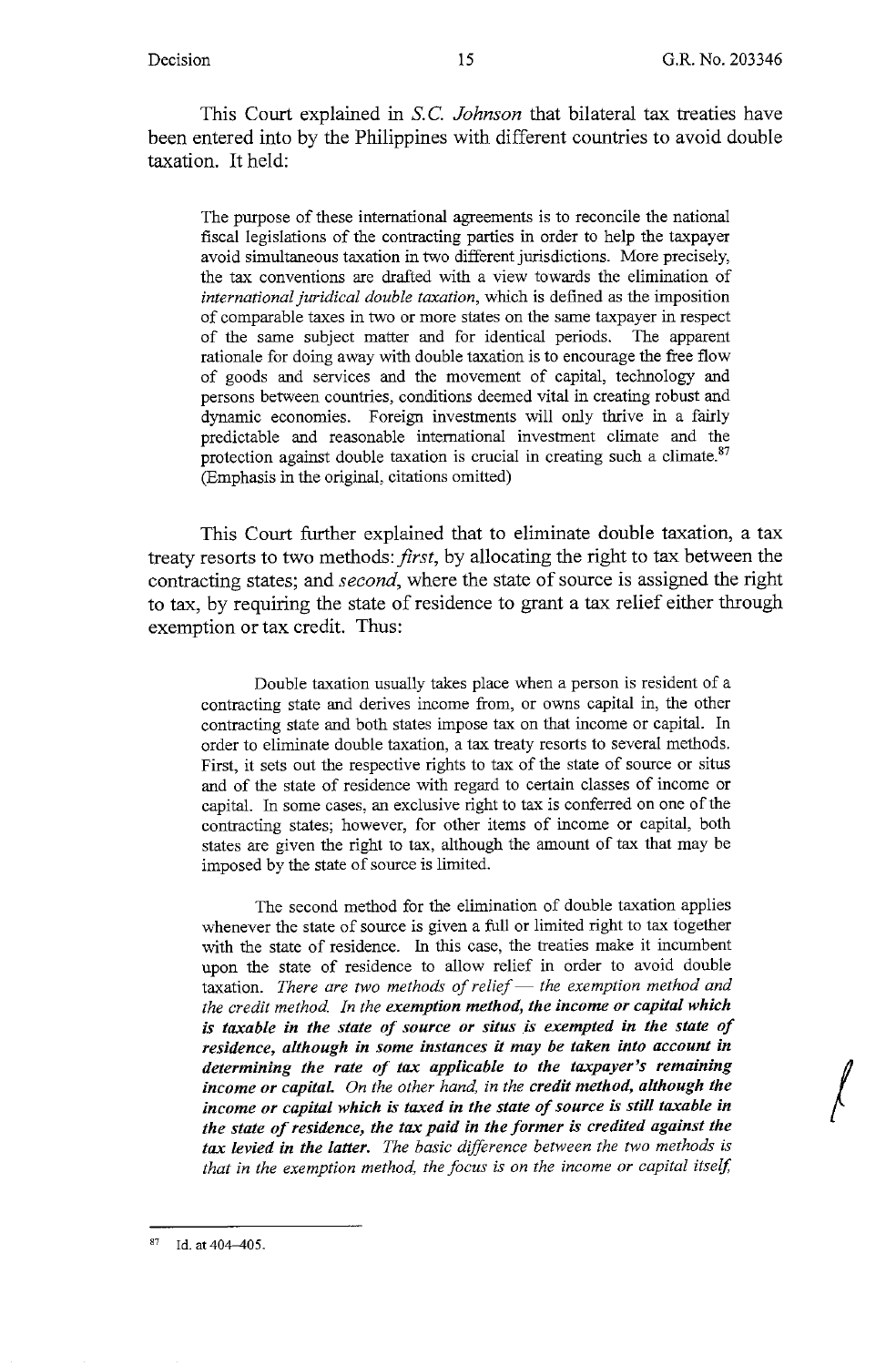This Court explained in *S.C. Johnson* that bilateral tax treaties have been entered into by the Philippines with different countries to avoid double taxation. It held:

> The purpose of these international agreements is to reconcile the national fiscal legislations of the contracting parties in order to help the taxpayer avoid simultaneous taxation in two different jurisdictions. More precisely, the tax conventions are drafted with a view towards the elimination of *international juridical double taxation*, which is defined as the imposition of comparable taxes in two or more states on the same taxpayer in respect of the same subject matter and for identical periods. The apparent rationale for doing away with double taxation is to encourage the free flow of goods and services and the movement of capital, technology and persons between countries, conditions deemed vital in creating robust and dynamic economies. Foreign investments will only thrive in a fairly predictable and reasonable international investment climate and the protection against double taxation is crucial in creating such a climate.[87] (Emphasis in the original, citations omitted)

This Court further explained that to eliminate double taxation, a tax treaty resorts to two methods: *first*, by allocating the right to tax between the contracting states; and *second*, where the state of source is assigned the right to tax, by requiring the state of residence to grant a tax relief either through exemption or tax credit. Thus:

> Double taxation usually takes place when a person is resident of a contracting state and derives income from, or owns capital in, the other contracting state and both states impose tax on that income or capital. In order to eliminate double taxation, a tax treaty resorts to several methods. First, it sets out the respective rights to tax of the state of source or situs and of the state of residence with regard to certain classes of income or capital. In some cases, an exclusive right to tax is conferred on one of the contracting states; however, for other items of income or capital, both states are given the right to tax, although the amount of tax that may be imposed by the state of source is limited.
>
> The second method for the elimination of double taxation applies whenever the state of source is given a full or limited right to tax together with the state of residence. In this case, the treaties make it incumbent upon the state of residence to allow relief in order to avoid double taxation. *There are two methods of relief — the exemption method and the credit method. In the* ***exemption method, the income or capital which is taxable in the state of source or situs is exempted in the state of residence, although in some instances it may be taken into account in determining the rate of tax applicable to the taxpayer's remaining income or capital.*** *On the other hand, in the* ***credit method, although the income or capital which is taxed in the state of source is still taxable in the state of residence, the tax paid in the former is credited against the tax levied in the latter.*** *The basic difference between the two methods is that in the exemption method, the focus is on the income or capital itself,*

---

[87] Id. at 404–405.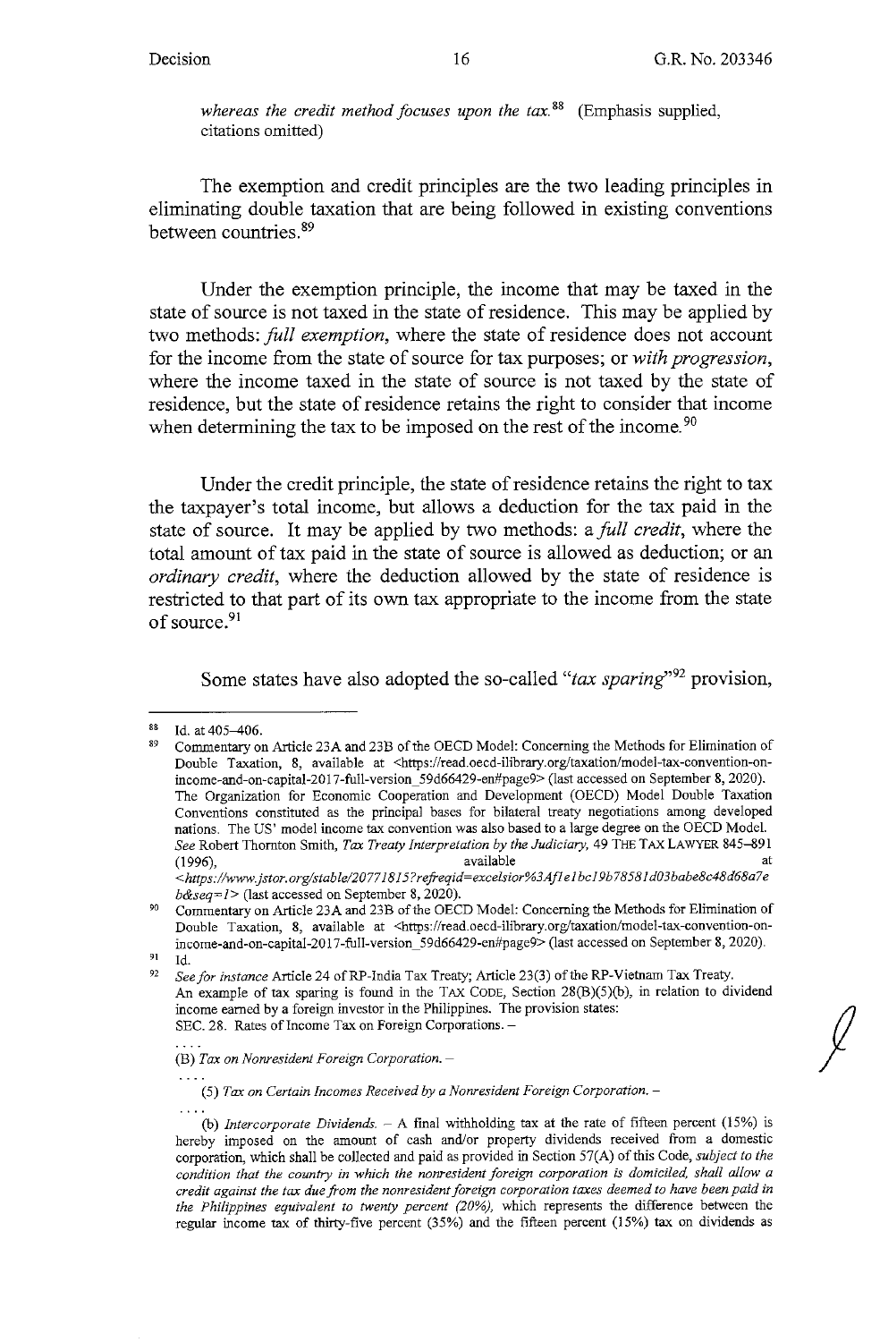*whereas the credit method focuses upon the tax.*[88] (Emphasis supplied, citations omitted)

The exemption and credit principles are the two leading principles in eliminating double taxation that are being followed in existing conventions between countries.[89]

Under the exemption principle, the income that may be taxed in the state of source is not taxed in the state of residence. This may be applied by two methods: *full exemption*, where the state of residence does not account for the income from the state of source for tax purposes; or *with progression*, where the income taxed in the state of source is not taxed by the state of residence, but the state of residence retains the right to consider that income when determining the tax to be imposed on the rest of the income.[90]

Under the credit principle, the state of residence retains the right to tax the taxpayer's total income, but allows a deduction for the tax paid in the state of source. It may be applied by two methods: a *full credit*, where the total amount of tax paid in the state of source is allowed as deduction; or an *ordinary credit*, where the deduction allowed by the state of residence is restricted to that part of its own tax appropriate to the income from the state of source.[91]

Some states have also adopted the so-called "*tax sparing*"[92] provision,

---

[88] Id. at 405–406.

[89] Commentary on Article 23A and 23B of the OECD Model: Concerning the Methods for Elimination of Double Taxation, 8, available at <https://read.oecd-ilibrary.org/taxation/model-tax-convention-on-income-and-on-capital-2017-full-version_59d66429-en#page9> (last accessed on September 8, 2020). The Organization for Economic Cooperation and Development (OECD) Model Double Taxation Conventions constituted as the principal bases for bilateral treaty negotiations among developed nations. The US' model income tax convention was also based to a large degree on the OECD Model. *See* Robert Thornton Smith, *Tax Treaty Interpretation by the Judiciary*, 49 THE TAX LAWYER 845–891 (1996), available at *<https://www.jstor.org/stable/20771815?refreqid=excelsior%3Af1e1bc19b78581d03babe8c48d68a7eb&seq=1>* (last accessed on September 8, 2020).

[90] Commentary on Article 23A and 23B of the OECD Model: Concerning the Methods for Elimination of Double Taxation, 8, available at <https://read.oecd-ilibrary.org/taxation/model-tax-convention-on-income-and-on-capital-2017-full-version_59d66429-en#page9> (last accessed on September 8, 2020).

[91] Id.

[92] *See for instance* Article 24 of RP-India Tax Treaty; Article 23(3) of the RP-Vietnam Tax Treaty. An example of tax sparing is found in the TAX CODE, Section 28(B)(5)(b), in relation to dividend income earned by a foreign investor in the Philippines. The provision states:

SEC. 28. Rates of Income Tax on Foreign Corporations. –

. . . .

(B) *Tax on Nonresident Foreign Corporation.* –

. . . .

(5) *Tax on Certain Incomes Received by a Nonresident Foreign Corporation.* –

. . . .

(b) *Intercorporate Dividends.* – A final withholding tax at the rate of fifteen percent (15%) is hereby imposed on the amount of cash and/or property dividends received from a domestic corporation, which shall be collected and paid as provided in Section 57(A) of this Code, *subject to the condition that the country in which the nonresident foreign corporation is domiciled, shall allow a credit against the tax due from the nonresident foreign corporation taxes deemed to have been paid in the Philippines equivalent to twenty percent (20%),* which represents the difference between the regular income tax of thirty-five percent (35%) and the fifteen percent (15%) tax on dividends as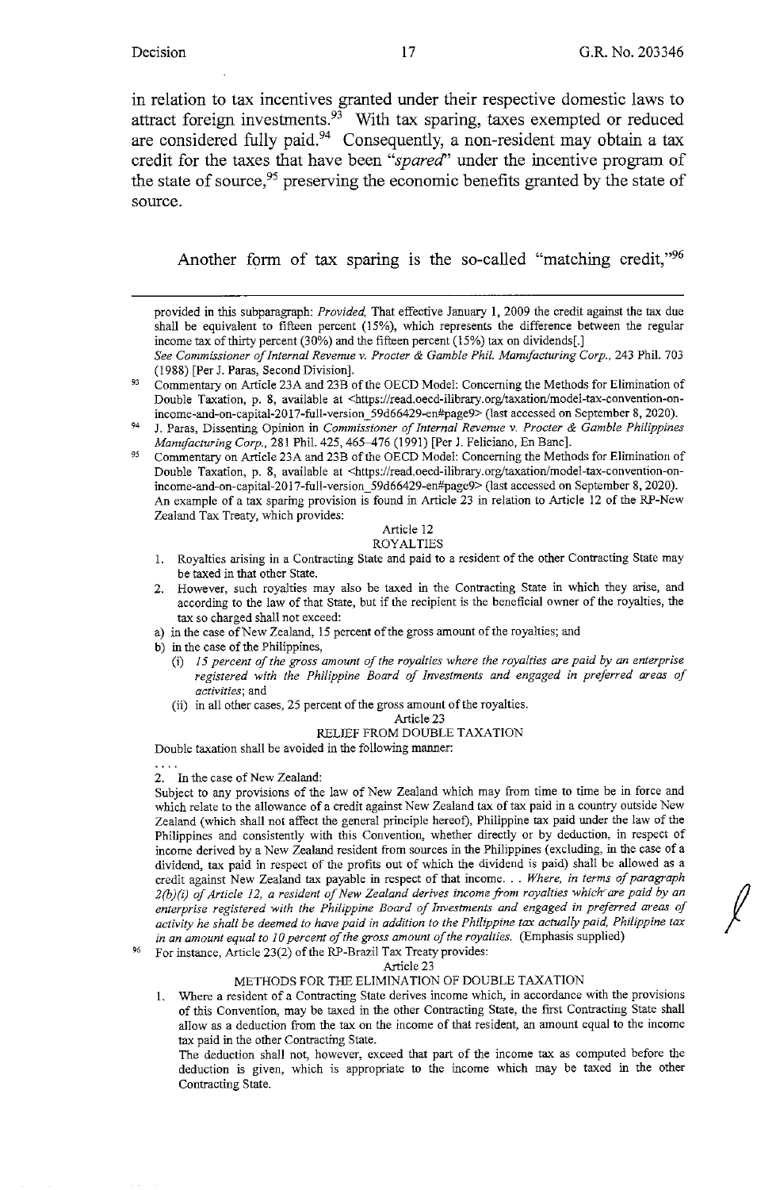in relation to tax incentives granted under their respective domestic laws to attract foreign investments.[93] With tax sparing, taxes exempted or reduced are considered fully paid.[94] Consequently, a non-resident may obtain a tax credit for the taxes that have been "*spared*" under the incentive program of the state of source,[95] preserving the economic benefits granted by the state of source.

Another form of tax sparing is the so-called "matching credit,"[96]

---

provided in this subparagraph: *Provided,* That effective January 1, 2009 the credit against the tax due shall be equivalent to fifteen percent (15%), which represents the difference between the regular income tax of thirty percent (30%) and the fifteen percent (15%) tax on dividends[.]

*See Commissioner of Internal Revenue v. Procter & Gamble Phil. Manufacturing Corp.*, 243 Phil. 703 (1988) [Per J. Paras, Second Division].

[93] Commentary on Article 23A and 23B of the OECD Model: Concerning the Methods for Elimination of Double Taxation, p. 8, available at <https://read.oecd-ilibrary.org/taxation/model-tax-convention-on-income-and-on-capital-2017-full-version_59d66429-en#page9> (last accessed on September 8, 2020).

[94] J. Paras, Dissenting Opinion in *Commissioner of Internal Revenue v. Procter & Gamble Philippines Manufacturing Corp.*, 281 Phil. 425, 465–476 (1991) [Per J. Feliciano, En Banc].

[95] Commentary on Article 23A and 23B of the OECD Model: Concerning the Methods for Elimination of Double Taxation, p. 8, available at <https://read.oecd-ilibrary.org/taxation/model-tax-convention-on-income-and-on-capital-2017-full-version_59d66429-en#page9> (last accessed on September 8, 2020). An example of a tax sparing provision is found in Article 23 in relation to Article 12 of the RP-New Zealand Tax Treaty, which provides:

Article 12
ROYALTIES

1. Royalties arising in a Contracting State and paid to a resident of the other Contracting State may be taxed in that other State.
2. However, such royalties may also be taxed in the Contracting State in which they arise, and according to the law of that State, but if the recipient is the beneficial owner of the royalties, the tax so charged shall not exceed:

a) in the case of New Zealand, 15 percent of the gross amount of the royalties; and

b) in the case of the Philippines,

(i) *15 percent of the gross amount of the royalties where the royalties are paid by an enterprise registered with the Philippine Board of Investments and engaged in preferred areas of activities*; and

(ii) in all other cases, 25 percent of the gross amount of the royalties.

Article 23
RELIEF FROM DOUBLE TAXATION

Double taxation shall be avoided in the following manner:

....

2. In the case of New Zealand:

Subject to any provisions of the law of New Zealand which may from time to time be in force and which relate to the allowance of a credit against New Zealand tax of tax paid in a country outside New Zealand (which shall not affect the general principle hereof), Philippine tax paid under the law of the Philippines and consistently with this Convention, whether directly or by deduction, in respect of income derived by a New Zealand resident from sources in the Philippines (excluding, in the case of a dividend, tax paid in respect of the profits out of which the dividend is paid) shall be allowed as a credit against New Zealand tax payable in respect of that income. . . *Where, in terms of paragraph 2(b)(i) of Article 12, a resident of New Zealand derives income from royalties which are paid by an enterprise registered with the Philippine Board of Investments and engaged in preferred areas of activity he shall be deemed to have paid in addition to the Philippine tax actually paid, Philippine tax in an amount equal to 10 percent of the gross amount of the royalties.* (Emphasis supplied)

[96] For instance, Article 23(2) of the RP-Brazil Tax Treaty provides:

Article 23
METHODS FOR THE ELIMINATION OF DOUBLE TAXATION

1. Where a resident of a Contracting State derives income which, in accordance with the provisions of this Convention, may be taxed in the other Contracting State, the first Contracting State shall allow as a deduction from the tax on the income of that resident, an amount equal to the income tax paid in the other Contracting State.

The deduction shall not, however, exceed that part of the income tax as computed before the deduction is given, which is appropriate to the income which may be taxed in the other Contracting State.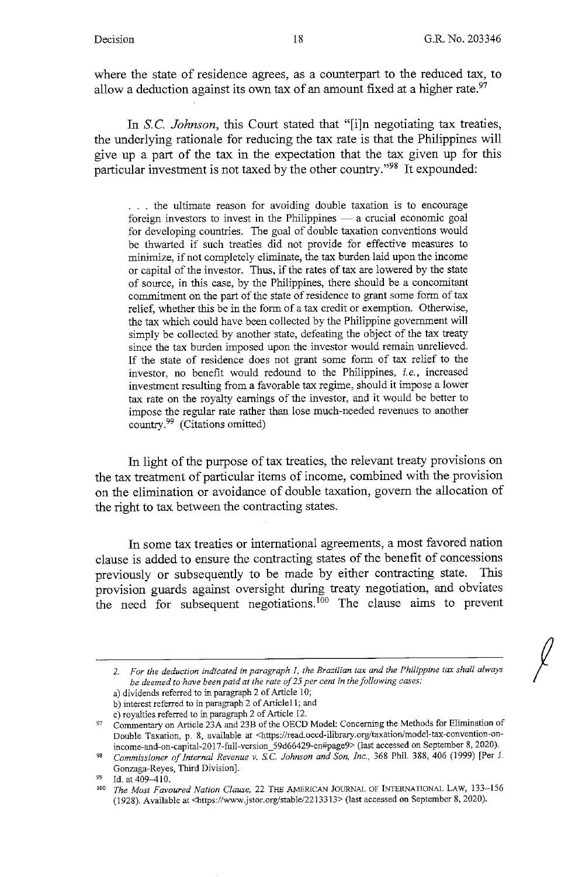where the state of residence agrees, as a counterpart to the reduced tax, to allow a deduction against its own tax of an amount fixed at a higher rate.[97]

In *S.C. Johnson*, this Court stated that "[i]n negotiating tax treaties, the underlying rationale for reducing the tax rate is that the Philippines will give up a part of the tax in the expectation that the tax given up for this particular investment is not taxed by the other country."[98] It expounded:

> . . . the ultimate reason for avoiding double taxation is to encourage foreign investors to invest in the Philippines — a crucial economic goal for developing countries. The goal of double taxation conventions would be thwarted if such treaties did not provide for effective measures to minimize, if not completely eliminate, the tax burden laid upon the income or capital of the investor. Thus, if the rates of tax are lowered by the state of source, in this case, by the Philippines, there should be a concomitant commitment on the part of the state of residence to grant some form of tax relief, whether this be in the form of a tax credit or exemption. Otherwise, the tax which could have been collected by the Philippine government will simply be collected by another state, defeating the object of the tax treaty since the tax burden imposed upon the investor would remain unrelieved. If the state of residence does not grant some form of tax relief to the investor, no benefit would redound to the Philippines, *i.e.*, increased investment resulting from a favorable tax regime, should it impose a lower tax rate on the royalty earnings of the investor, and it would be better to impose the regular rate rather than lose much-needed revenues to another country.[99] (Citations omitted)

In light of the purpose of tax treaties, the relevant treaty provisions on the tax treatment of particular items of income, combined with the provision on the elimination or avoidance of double taxation, govern the allocation of the right to tax between the contracting states.

In some tax treaties or international agreements, a most favored nation clause is added to ensure the contracting states of the benefit of concessions previously or subsequently to be made by either contracting state. This provision guards against oversight during treaty negotiation, and obviates the need for subsequent negotiations.[100] The clause aims to prevent

---

*2. For the deduction indicated in paragraph 1, the Brazilian tax and the Philippine tax shall always be deemed to have been paid at the rate of 25 per cent in the following cases:*
a) dividends referred to in paragraph 2 of Article 10;
b) interest referred to in paragraph 2 of Article11; and
c) royalties referred to in paragraph 2 of Article 12.

[97] Commentary on Article 23A and 23B of the OECD Model: Concerning the Methods for Elimination of Double Taxation, p. 8, available at <https://read.oecd-ilibrary.org/taxation/model-tax-convention-on-income-and-on-capital-2017-full-version_59d66429-en#page9> (last accessed on September 8, 2020).

[98] *Commissioner of Internal Revenue v. S.C. Johnson and Son, Inc.*, 368 Phil. 388, 406 (1999) [Per J. Gonzaga-Reyes, Third Division].

[99] Id. at 409–410.

[100] *The Most Favoured Nation Clause*, 22 THE AMERICAN JOURNAL OF INTERNATIONAL LAW, 133–156 (1928). Available at <https://www.jstor.org/stable/2213313> (last accessed on September 8, 2020).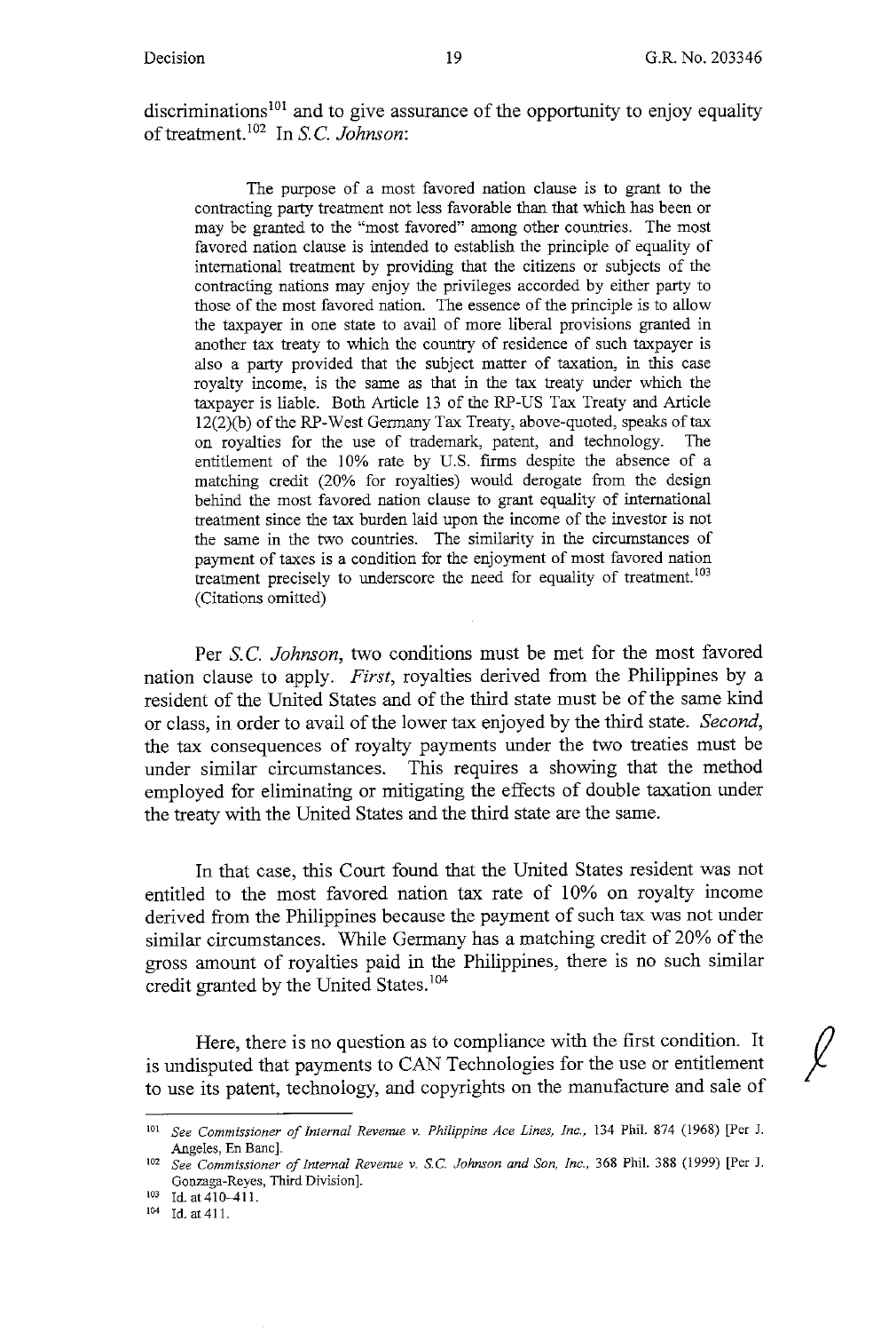discriminations[101] and to give assurance of the opportunity to enjoy equality of treatment.[102] In *S.C. Johnson*:

> The purpose of a most favored nation clause is to grant to the contracting party treatment not less favorable than that which has been or may be granted to the "most favored" among other countries. The most favored nation clause is intended to establish the principle of equality of international treatment by providing that the citizens or subjects of the contracting nations may enjoy the privileges accorded by either party to those of the most favored nation. The essence of the principle is to allow the taxpayer in one state to avail of more liberal provisions granted in another tax treaty to which the country of residence of such taxpayer is also a party provided that the subject matter of taxation, in this case royalty income, is the same as that in the tax treaty under which the taxpayer is liable. Both Article 13 of the RP-US Tax Treaty and Article 12(2)(b) of the RP-West Germany Tax Treaty, above-quoted, speaks of tax on royalties for the use of trademark, patent, and technology. The entitlement of the 10% rate by U.S. firms despite the absence of a matching credit (20% for royalties) would derogate from the design behind the most favored nation clause to grant equality of international treatment since the tax burden laid upon the income of the investor is not the same in the two countries. The similarity in the circumstances of payment of taxes is a condition for the enjoyment of most favored nation treatment precisely to underscore the need for equality of treatment.[103] (Citations omitted)

Per *S.C. Johnson*, two conditions must be met for the most favored nation clause to apply. *First*, royalties derived from the Philippines by a resident of the United States and of the third state must be of the same kind or class, in order to avail of the lower tax enjoyed by the third state. *Second*, the tax consequences of royalty payments under the two treaties must be under similar circumstances. This requires a showing that the method employed for eliminating or mitigating the effects of double taxation under the treaty with the United States and the third state are the same.

In that case, this Court found that the United States resident was not entitled to the most favored nation tax rate of 10% on royalty income derived from the Philippines because the payment of such tax was not under similar circumstances. While Germany has a matching credit of 20% of the gross amount of royalties paid in the Philippines, there is no such similar credit granted by the United States.[104]

Here, there is no question as to compliance with the first condition. It is undisputed that payments to CAN Technologies for the use or entitlement to use its patent, technology, and copyrights on the manufacture and sale of

---

[101] *See Commissioner of Internal Revenue v. Philippine Ace Lines, Inc.*, 134 Phil. 874 (1968) [Per J. Angeles, En Banc].

[102] *See Commissioner of Internal Revenue v. S.C. Johnson and Son, Inc.*, 368 Phil. 388 (1999) [Per J. Gonzaga-Reyes, Third Division].

[103] Id. at 410–411.

[104] Id. at 411.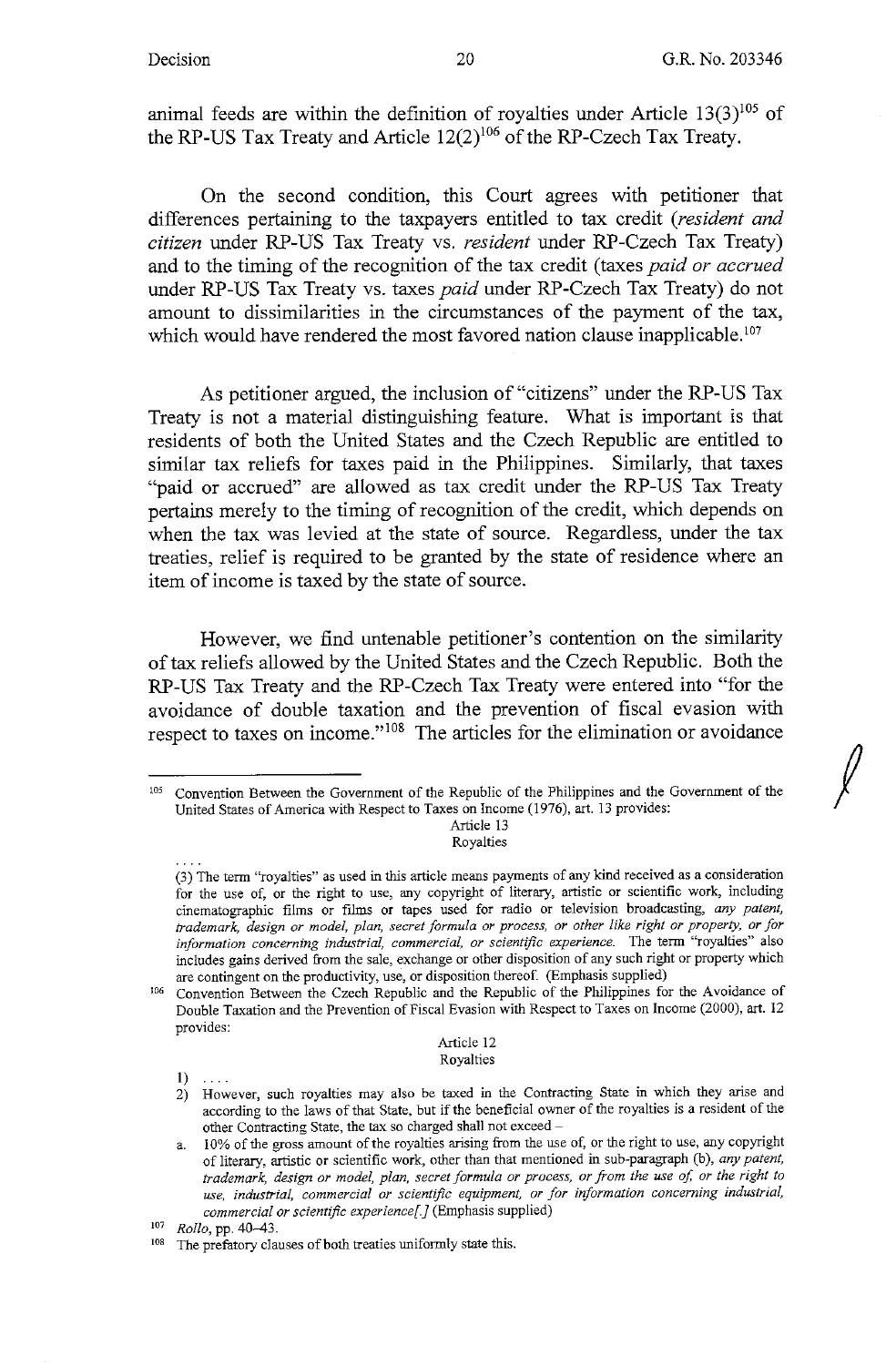animal feeds are within the definition of royalties under Article 13(3)[105] of the RP-US Tax Treaty and Article 12(2)[106] of the RP-Czech Tax Treaty.

On the second condition, this Court agrees with petitioner that differences pertaining to the taxpayers entitled to tax credit (*resident and citizen* under RP-US Tax Treaty vs. *resident* under RP-Czech Tax Treaty) and to the timing of the recognition of the tax credit (taxes *paid or accrued* under RP-US Tax Treaty vs. taxes *paid* under RP-Czech Tax Treaty) do not amount to dissimilarities in the circumstances of the payment of the tax, which would have rendered the most favored nation clause inapplicable.[107]

As petitioner argued, the inclusion of "citizens" under the RP-US Tax Treaty is not a material distinguishing feature. What is important is that residents of both the United States and the Czech Republic are entitled to similar tax reliefs for taxes paid in the Philippines. Similarly, that taxes "paid or accrued" are allowed as tax credit under the RP-US Tax Treaty pertains merely to the timing of recognition of the credit, which depends on when the tax was levied at the state of source. Regardless, under the tax treaties, relief is required to be granted by the state of residence where an item of income is taxed by the state of source.

However, we find untenable petitioner's contention on the similarity of tax reliefs allowed by the United States and the Czech Republic. Both the RP-US Tax Treaty and the RP-Czech Tax Treaty were entered into "for the avoidance of double taxation and the prevention of fiscal evasion with respect to taxes on income."[108] The articles for the elimination or avoidance

---

[105] Convention Between the Government of the Republic of the Philippines and the Government of the United States of America with Respect to Taxes on Income (1976), art. 13 provides:

Article 13
Royalties

. . . .

(3) The term "royalties" as used in this article means payments of any kind received as a consideration for the use of, or the right to use, any copyright of literary, artistic or scientific work, including cinematographic films or films or tapes used for radio or television broadcasting, *any patent, trademark, design or model, plan, secret formula or process, or other like right or property, or for information concerning industrial, commercial, or scientific experience.* The term "royalties" also includes gains derived from the sale, exchange or other disposition of any such right or property which are contingent on the productivity, use, or disposition thereof. (Emphasis supplied)

[106] Convention Between the Czech Republic and the Republic of the Philippines for the Avoidance of Double Taxation and the Prevention of Fiscal Evasion with Respect to Taxes on Income (2000), art. 12 provides:

Article 12
Royalties

1) . . . .

2) However, such royalties may also be taxed in the Contracting State in which they arise and according to the laws of that State, but if the beneficial owner of the royalties is a resident of the other Contracting State, the tax so charged shall not exceed –

a. 10% of the gross amount of the royalties arising from the use of, or the right to use, any copyright of literary, artistic or scientific work, other than that mentioned in sub-paragraph (b), *any patent, trademark, design or model, plan, secret formula or process, or from the use of, or the right to use, industrial, commercial or scientific equipment, or for information concerning industrial, commercial or scientific experience[.]* (Emphasis supplied)

[107] *Rollo*, pp. 40–43.

[108] The prefatory clauses of both treaties uniformly state this.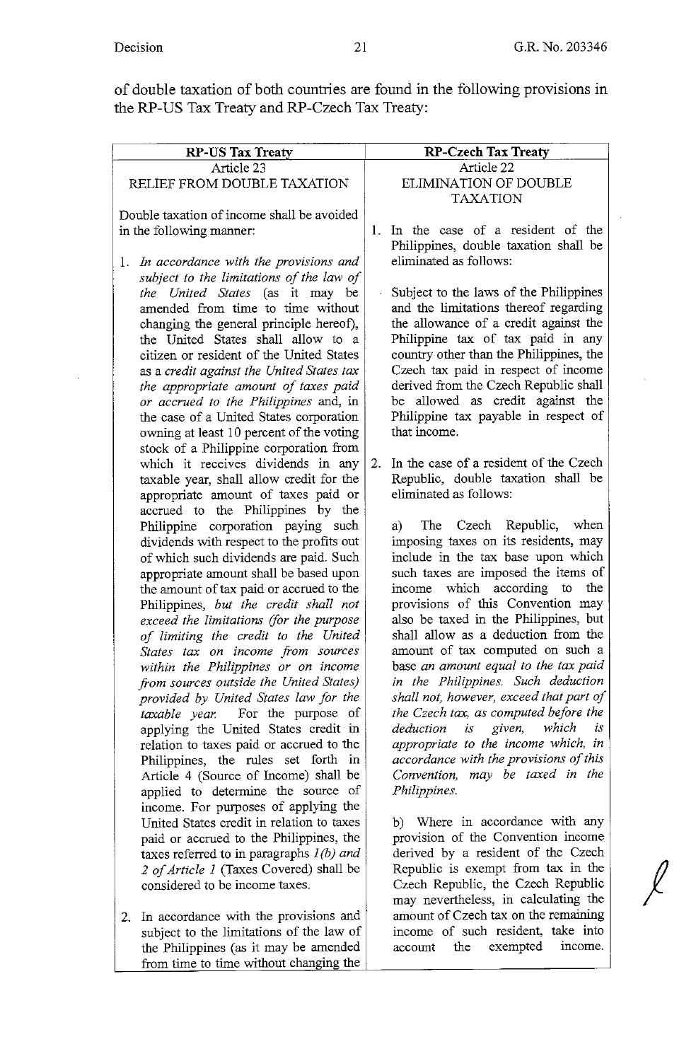of double taxation of both countries are found in the following provisions in the RP-US Tax Treaty and RP-Czech Tax Treaty:

| RP-US Tax Treaty | RP-Czech Tax Treaty |
|---|---|
| Article 23<br>RELIEF FROM DOUBLE TAXATION<br><br>Double taxation of income shall be avoided in the following manner:<br><br>1. *In accordance with the provisions and subject to the limitations of the law of the United States* (as it may be amended from time to time without changing the general principle hereof), the United States shall allow to a citizen or resident of the United States as a *credit against the United States tax the appropriate amount of taxes paid or accrued to the Philippines* and, in the case of a United States corporation owning at least 10 percent of the voting stock of a Philippine corporation from which it receives dividends in any taxable year, shall allow credit for the appropriate amount of taxes paid or accrued to the Philippines by the Philippine corporation paying such dividends with respect to the profits out of which such dividends are paid. Such appropriate amount shall be based upon the amount of tax paid or accrued to the Philippines, *but the credit shall not exceed the limitations (for the purpose of limiting the credit to the United States tax on income from sources within the Philippines or on income from sources outside the United States) provided by United States law for the taxable year.* For the purpose of applying the United States credit in relation to taxes paid or accrued to the Philippines, the rules set forth in Article 4 (Source of Income) shall be applied to determine the source of income. For purposes of applying the United States credit in relation to taxes paid or accrued to the Philippines, the taxes referred to in paragraphs *1(b) and 2 of Article 1* (Taxes Covered) shall be considered to be income taxes.<br><br>2. In accordance with the provisions and subject to the limitations of the law of the Philippines (as it may be amended from time to time without changing the | Article 22<br>ELIMINATION OF DOUBLE TAXATION<br><br>1. In the case of a resident of the Philippines, double taxation shall be eliminated as follows:<br><br>Subject to the laws of the Philippines and the limitations thereof regarding the allowance of a credit against the Philippine tax of tax paid in any country other than the Philippines, the Czech tax paid in respect of income derived from the Czech Republic shall be allowed as credit against the Philippine tax payable in respect of that income.<br><br>2. In the case of a resident of the Czech Republic, double taxation shall be eliminated as follows:<br><br>a) The Czech Republic, when imposing taxes on its residents, may include in the tax base upon which such taxes are imposed the items of income which according to the provisions of this Convention may also be taxed in the Philippines, but shall allow as a deduction from the amount of tax computed on such a base *an amount equal to the tax paid in the Philippines. Such deduction shall not, however, exceed that part of the Czech tax, as computed before the deduction is given, which is appropriate to the income which, in accordance with the provisions of this Convention, may be taxed in the Philippines.*<br><br>b) Where in accordance with any provision of the Convention income derived by a resident of the Czech Republic is exempt from tax in the Czech Republic, the Czech Republic may nevertheless, in calculating the amount of Czech tax on the remaining income of such resident, take into account the exempted income. |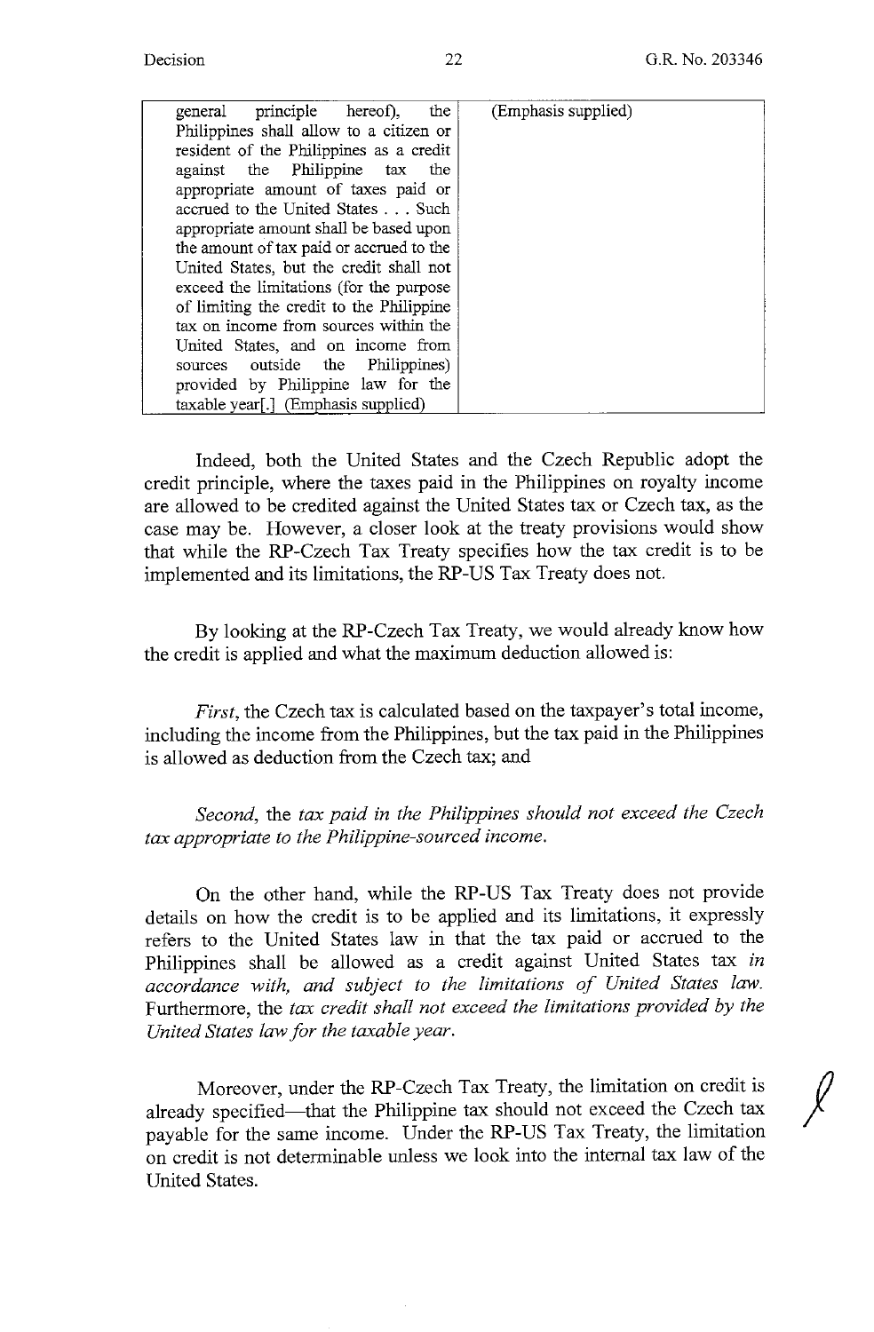| | |
|---|---|
| general principle hereof), the Philippines shall allow to a citizen or resident of the Philippines as a credit against the Philippine tax the appropriate amount of taxes paid or accrued to the United States . . . Such appropriate amount shall be based upon the amount of tax paid or accrued to the United States, but the credit shall not exceed the limitations (for the purpose of limiting the credit to the Philippine tax on income from sources within the United States, and on income from sources outside the Philippines) provided by Philippine law for the taxable year[.] (Emphasis supplied) | (Emphasis supplied) |

Indeed, both the United States and the Czech Republic adopt the credit principle, where the taxes paid in the Philippines on royalty income are allowed to be credited against the United States tax or Czech tax, as the case may be. However, a closer look at the treaty provisions would show that while the RP-Czech Tax Treaty specifies how the tax credit is to be implemented and its limitations, the RP-US Tax Treaty does not.

By looking at the RP-Czech Tax Treaty, we would already know how the credit is applied and what the maximum deduction allowed is:

*First*, the Czech tax is calculated based on the taxpayer's total income, including the income from the Philippines, but the tax paid in the Philippines is allowed as deduction from the Czech tax; and

*Second*, the *tax paid in the Philippines should not exceed the Czech tax appropriate to the Philippine-sourced income.*

On the other hand, while the RP-US Tax Treaty does not provide details on how the credit is to be applied and its limitations, it expressly refers to the United States law in that the tax paid or accrued to the Philippines shall be allowed as a credit against United States tax *in accordance with, and subject to the limitations of United States law.* Furthermore, the *tax credit shall not exceed the limitations provided by the United States law for the taxable year.*

Moreover, under the RP-Czech Tax Treaty, the limitation on credit is already specified—that the Philippine tax should not exceed the Czech tax payable for the same income. Under the RP-US Tax Treaty, the limitation on credit is not determinable unless we look into the internal tax law of the United States.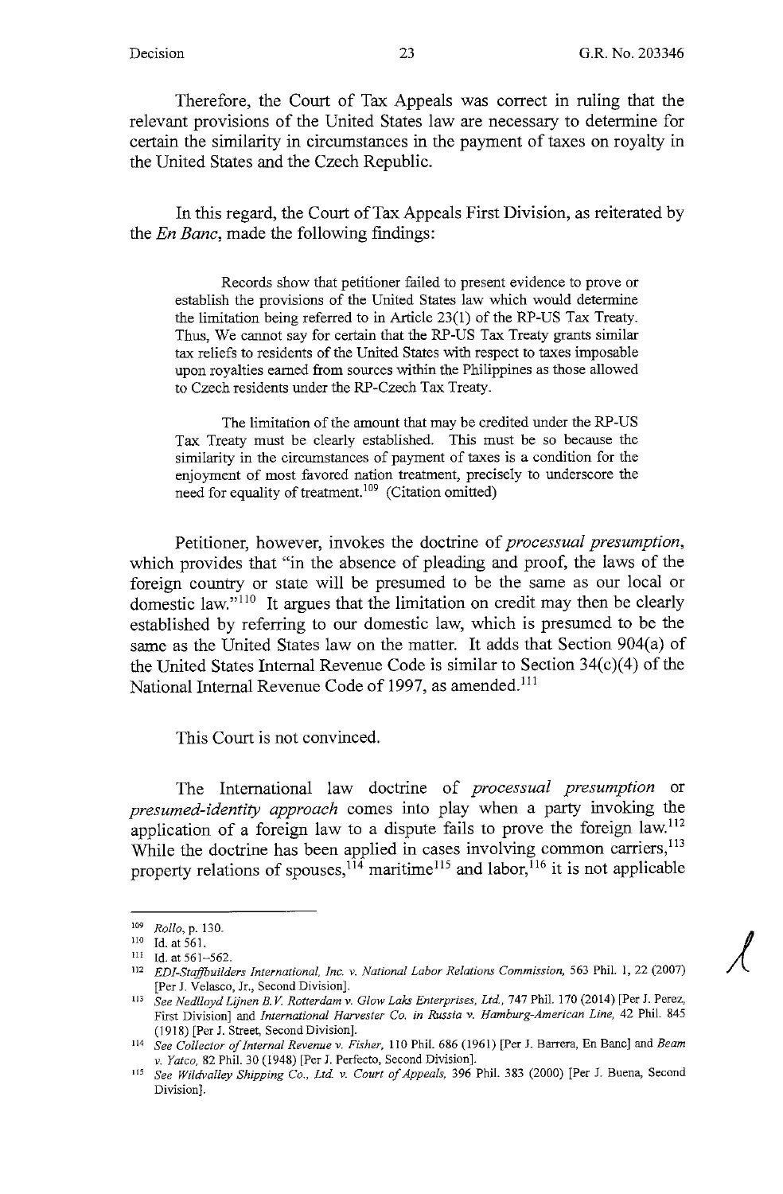Therefore, the Court of Tax Appeals was correct in ruling that the relevant provisions of the United States law are necessary to determine for certain the similarity in circumstances in the payment of taxes on royalty in the United States and the Czech Republic.

In this regard, the Court of Tax Appeals First Division, as reiterated by the *En Banc*, made the following findings:

> Records show that petitioner failed to present evidence to prove or establish the provisions of the United States law which would determine the limitation being referred to in Article 23(1) of the RP-US Tax Treaty. Thus, We cannot say for certain that the RP-US Tax Treaty grants similar tax reliefs to residents of the United States with respect to taxes imposable upon royalties earned from sources within the Philippines as those allowed to Czech residents under the RP-Czech Tax Treaty.
>
> The limitation of the amount that may be credited under the RP-US Tax Treaty must be clearly established. This must be so because the similarity in the circumstances of payment of taxes is a condition for the enjoyment of most favored nation treatment, precisely to underscore the need for equality of treatment.[109] (Citation omitted)

Petitioner, however, invokes the doctrine of *processual presumption*, which provides that "in the absence of pleading and proof, the laws of the foreign country or state will be presumed to be the same as our local or domestic law."[110] It argues that the limitation on credit may then be clearly established by referring to our domestic law, which is presumed to be the same as the United States law on the matter. It adds that Section 904(a) of the United States Internal Revenue Code is similar to Section 34(c)(4) of the National Internal Revenue Code of 1997, as amended.[111]

This Court is not convinced.

The International law doctrine of *processual presumption* or *presumed-identity approach* comes into play when a party invoking the application of a foreign law to a dispute fails to prove the foreign law.[112] While the doctrine has been applied in cases involving common carriers,[113] property relations of spouses,[114] maritime[115] and labor,[116] it is not applicable

---

[109] *Rollo*, p. 130.

[110] Id. at 561.

[111] Id. at 561–562.

[112] *EDI-Staffbuilders International, Inc. v. National Labor Relations Commission*, 563 Phil. 1, 22 (2007) [Per J. Velasco, Jr., Second Division].

[113] *See Nedlloyd Lijnen B.V. Rotterdam v. Glow Laks Enterprises, Ltd.*, 747 Phil. 170 (2014) [Per J. Perez, First Division] and *International Harvester Co. in Russia v. Hamburg-American Line*, 42 Phil. 845 (1918) [Per J. Street, Second Division].

[114] *See Collector of Internal Revenue v. Fisher*, 110 Phil. 686 (1961) [Per J. Barrera, En Banc] and *Beam v. Yatco*, 82 Phil. 30 (1948) [Per J. Perfecto, Second Division].

[115] *See Wildvalley Shipping Co., Ltd. v. Court of Appeals*, 396 Phil. 383 (2000) [Per J. Buena, Second Division].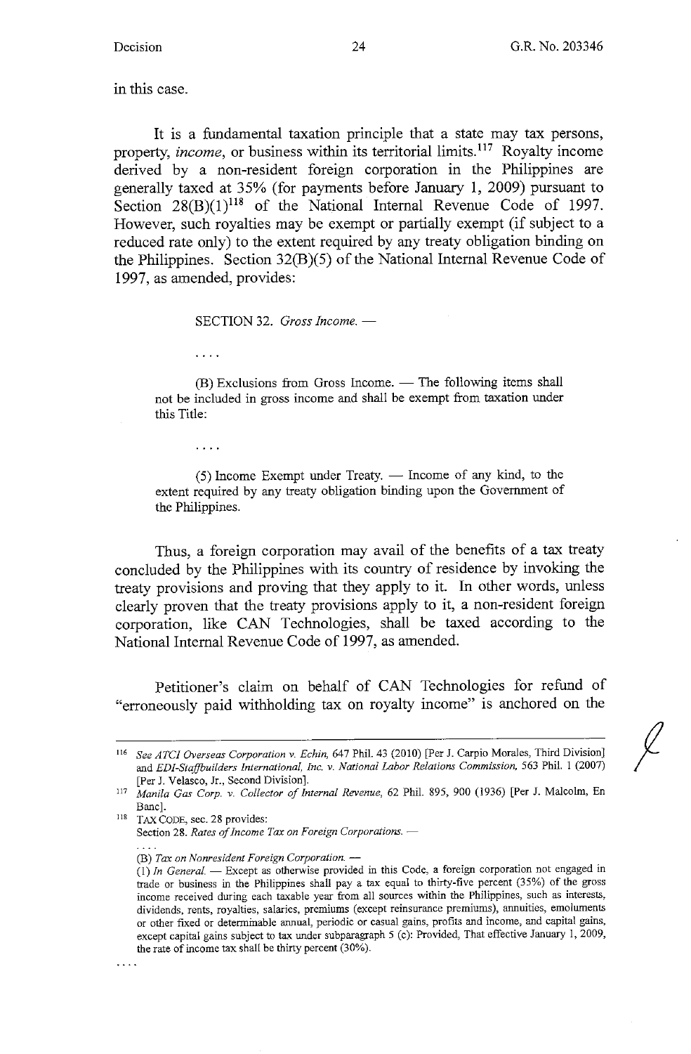in this case.

It is a fundamental taxation principle that a state may tax persons, property, *income*, or business within its territorial limits.[117] Royalty income derived by a non-resident foreign corporation in the Philippines are generally taxed at 35% (for payments before January 1, 2009) pursuant to Section 28(B)(1)[118] of the National Internal Revenue Code of 1997. However, such royalties may be exempt or partially exempt (if subject to a reduced rate only) to the extent required by any treaty obligation binding on the Philippines. Section 32(B)(5) of the National Internal Revenue Code of 1997, as amended, provides:

> SECTION 32. *Gross Income.* —
>
> . . . .
>
> (B) Exclusions from Gross Income. — The following items shall not be included in gross income and shall be exempt from taxation under this Title:
>
> . . . .
>
> (5) Income Exempt under Treaty. — Income of any kind, to the extent required by any treaty obligation binding upon the Government of the Philippines.

Thus, a foreign corporation may avail of the benefits of a tax treaty concluded by the Philippines with its country of residence by invoking the treaty provisions and proving that they apply to it. In other words, unless clearly proven that the treaty provisions apply to it, a non-resident foreign corporation, like CAN Technologies, shall be taxed according to the National Internal Revenue Code of 1997, as amended.

Petitioner's claim on behalf of CAN Technologies for refund of "erroneously paid withholding tax on royalty income" is anchored on the

---

[116] *See ATCI Overseas Corporation v. Echin*, 647 Phil. 43 (2010) [Per J. Carpio Morales, Third Division] and *EDI-Staffbuilders International, Inc. v. National Labor Relations Commission*, 563 Phil. 1 (2007) [Per J. Velasco, Jr., Second Division].

[117] *Manila Gas Corp. v. Collector of Internal Revenue*, 62 Phil. 895, 900 (1936) [Per J. Malcolm, En Banc].

[118] TAX CODE, sec. 28 provides:
Section 28. *Rates of Income Tax on Foreign Corporations.* —
. . . .
(B) *Tax on Nonresident Foreign Corporation.* —
(1) *In General.* — Except as otherwise provided in this Code, a foreign corporation not engaged in trade or business in the Philippines shall pay a tax equal to thirty-five percent (35%) of the gross income received during each taxable year from all sources within the Philippines, such as interests, dividends, rents, royalties, salaries, premiums (except reinsurance premiums), annuities, emoluments or other fixed or determinable annual, periodic or casual gains, profits and income, and capital gains, except capital gains subject to tax under subparagraph 5 (c): Provided, That effective January 1, 2009, the rate of income tax shall be thirty percent (30%).
. . . .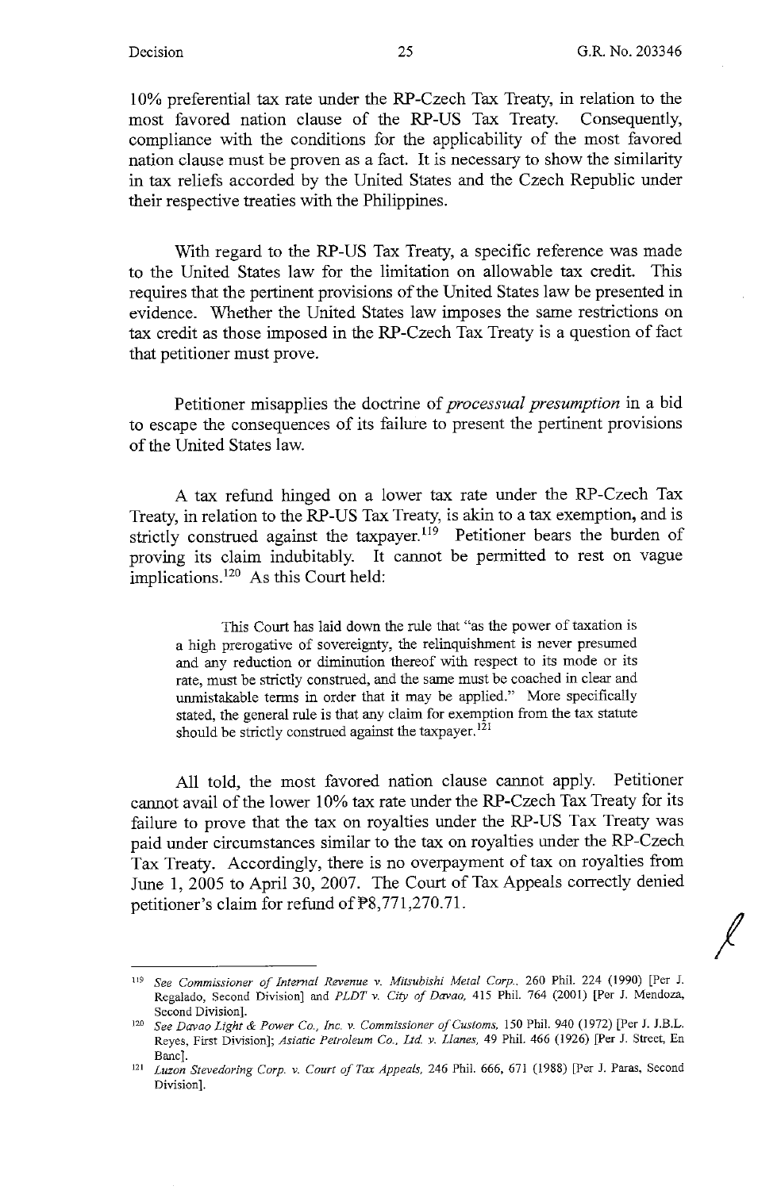10% preferential tax rate under the RP-Czech Tax Treaty, in relation to the most favored nation clause of the RP-US Tax Treaty. Consequently, compliance with the conditions for the applicability of the most favored nation clause must be proven as a fact. It is necessary to show the similarity in tax reliefs accorded by the United States and the Czech Republic under their respective treaties with the Philippines.

With regard to the RP-US Tax Treaty, a specific reference was made to the United States law for the limitation on allowable tax credit. This requires that the pertinent provisions of the United States law be presented in evidence. Whether the United States law imposes the same restrictions on tax credit as those imposed in the RP-Czech Tax Treaty is a question of fact that petitioner must prove.

Petitioner misapplies the doctrine of *processual presumption* in a bid to escape the consequences of its failure to present the pertinent provisions of the United States law.

A tax refund hinged on a lower tax rate under the RP-Czech Tax Treaty, in relation to the RP-US Tax Treaty, is akin to a tax exemption, and is strictly construed against the taxpayer.[119] Petitioner bears the burden of proving its claim indubitably. It cannot be permitted to rest on vague implications.[120] As this Court held:

> This Court has laid down the rule that "as the power of taxation is a high prerogative of sovereignty, the relinquishment is never presumed and any reduction or diminution thereof with respect to its mode or its rate, must be strictly construed, and the same must be coached in clear and unmistakable terms in order that it may be applied." More specifically stated, the general rule is that any claim for exemption from the tax statute should be strictly construed against the taxpayer.[121]

All told, the most favored nation clause cannot apply. Petitioner cannot avail of the lower 10% tax rate under the RP-Czech Tax Treaty for its failure to prove that the tax on royalties under the RP-US Tax Treaty was paid under circumstances similar to the tax on royalties under the RP-Czech Tax Treaty. Accordingly, there is no overpayment of tax on royalties from June 1, 2005 to April 30, 2007. The Court of Tax Appeals correctly denied petitioner's claim for refund of ₱8,771,270.71.

---

[119] *See Commissioner of Internal Revenue v. Mitsubishi Metal Corp.*, 260 Phil. 224 (1990) [Per J. Regalado, Second Division] and *PLDT v. City of Davao*, 415 Phil. 764 (2001) [Per J. Mendoza, Second Division].

[120] *See Davao Light & Power Co., Inc. v. Commissioner of Customs*, 150 Phil. 940 (1972) [Per J. J.B.L. Reyes, First Division]; *Asiatic Petroleum Co., Ltd. v. Llanes*, 49 Phil. 466 (1926) [Per J. Street, En Banc].

[121] *Luzon Stevedoring Corp. v. Court of Tax Appeals*, 246 Phil. 666, 671 (1988) [Per J. Paras, Second Division].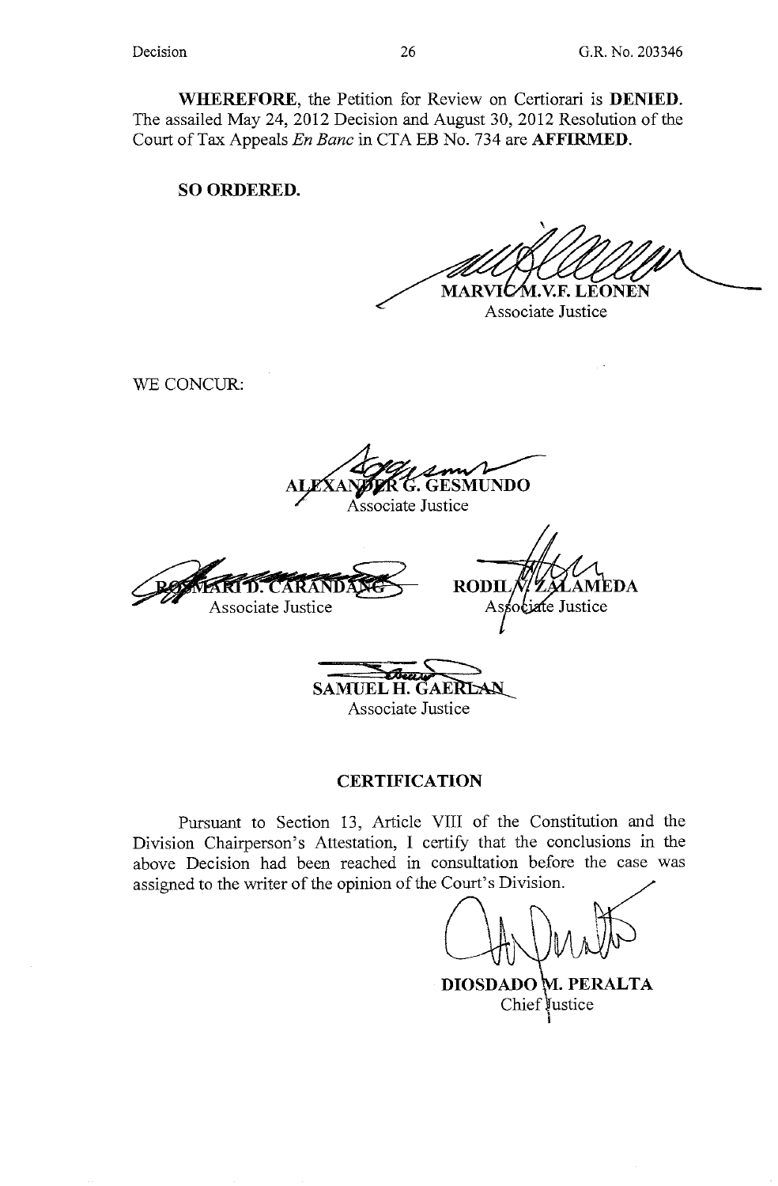**WHEREFORE**, the Petition for Review on Certiorari is **DENIED**. The assailed May 24, 2012 Decision and August 30, 2012 Resolution of the Court of Tax Appeals *En Banc* in CTA EB No. 734 are **AFFIRMED**.

**SO ORDERED.**

**MARVIC M.V.F. LEONEN**
Associate Justice

WE CONCUR:

**ALEXANDER G. GESMUNDO**
Associate Justice

**ROSMARI D. CARANDANG**
Associate Justice

**RODIL V. ZALAMEDA**
Associate Justice

**SAMUEL H. GAERLAN**
Associate Justice

## CERTIFICATION

Pursuant to Section 13, Article VIII of the Constitution and the Division Chairperson's Attestation, I certify that the conclusions in the above Decision had been reached in consultation before the case was assigned to the writer of the opinion of the Court's Division.

**DIOSDADO M. PERALTA**
Chief Justice